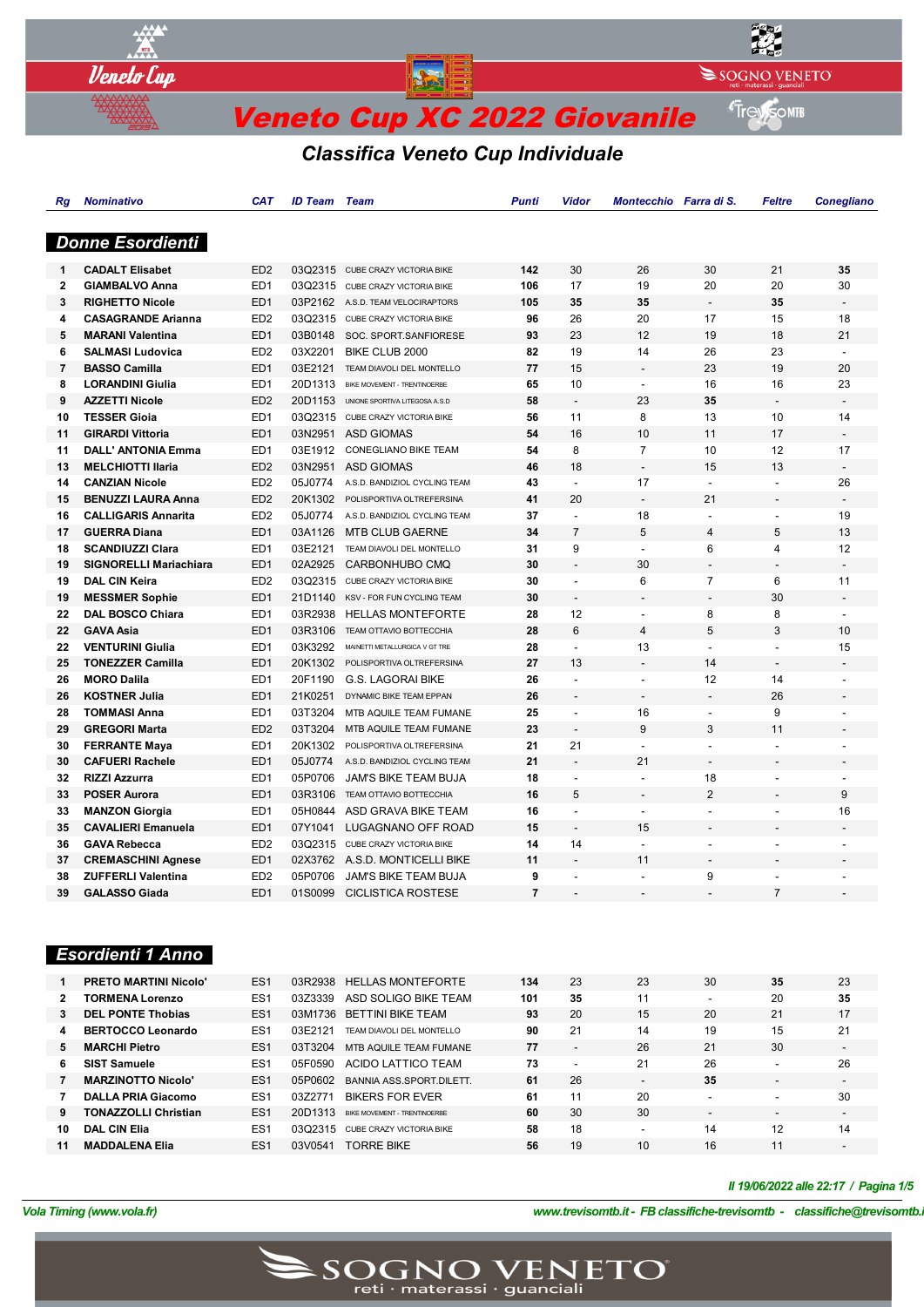# Veneto Cup XC 2022 Giovanile

## Classifica Veneto Cup Individuale

### Donne Esordienti

| Rg | Nominativo | CAT | ID Team | Team | Punti | Vidor | Montecchio | Farra di S. | Feltre | Conegliano |
|---|---|---|---|---|---|---|---|---|---|---|
| 1 | CADALT Elisabet | ED2 | 03Q2315 | CUBE CRAZY VICTORIA BIKE | 142 | 30 | 26 | 30 | 21 | 35 |
| 2 | GIAMBALVO Anna | ED1 | 03Q2315 | CUBE CRAZY VICTORIA BIKE | 106 | 17 | 19 | 20 | 20 | 30 |
| 3 | RIGHETTO Nicole | ED1 | 03P2162 | A.S.D. TEAM VELOCIRAPTORS | 105 | 35 | 35 | - | 35 | - |
| 4 | CASAGRANDE Arianna | ED2 | 03Q2315 | CUBE CRAZY VICTORIA BIKE | 96 | 26 | 20 | 17 | 15 | 18 |
| 5 | MARANI Valentina | ED1 | 03B0148 | SOC. SPORT.SANFIORESE | 93 | 23 | 12 | 19 | 18 | 21 |
| 6 | SALMASI Ludovica | ED2 | 03X2201 | BIKE CLUB 2000 | 82 | 19 | 14 | 26 | 23 | - |
| 7 | BASSO Camilla | ED1 | 03E2121 | TEAM DIAVOLI DEL MONTELLO | 77 | 15 | - | 23 | 19 | 20 |
| 8 | LORANDINI Giulia | ED1 | 20D1313 | BIKE MOVEMENT - TRENTINOERBE | 65 | 10 | - | 16 | 16 | 23 |
| 9 | AZZETTI Nicole | ED2 | 20D1153 | UNIONE SPORTIVA LITEGOSA A.S.D | 58 | - | 23 | 35 | - | - |
| 10 | TESSER Gioia | ED1 | 03Q2315 | CUBE CRAZY VICTORIA BIKE | 56 | 11 | 8 | 13 | 10 | 14 |
| 11 | GIRARDI Vittoria | ED1 | 03N2951 | ASD GIOMAS | 54 | 16 | 10 | 11 | 17 | - |
| 11 | DALL' ANTONIA Emma | ED1 | 03E1912 | CONEGLIANO BIKE TEAM | 54 | 8 | 7 | 10 | 12 | 17 |
| 13 | MELCHIOTTI Ilaria | ED2 | 03N2951 | ASD GIOMAS | 46 | 18 | - | 15 | 13 | - |
| 14 | CANZIAN Nicole | ED2 | 05J0774 | A.S.D. BANDIZIOL CYCLING TEAM | 43 | - | 17 | - | - | 26 |
| 15 | BENUZZI LAURA Anna | ED2 | 20K1302 | POLISPORTIVA OLTREFERSINA | 41 | 20 | - | 21 | - | - |
| 16 | CALLIGARIS Annarita | ED2 | 05J0774 | A.S.D. BANDIZIOL CYCLING TEAM | 37 | - | 18 | - | - | 19 |
| 17 | GUERRA Diana | ED1 | 03A1126 | MTB CLUB GAERNE | 34 | 7 | 5 | 4 | 5 | 13 |
| 18 | SCANDIUZZI Clara | ED1 | 03E2121 | TEAM DIAVOLI DEL MONTELLO | 31 | 9 | - | 6 | 4 | 12 |
| 19 | SIGNORELLI Mariachiara | ED1 | 02A2925 | CARBONHUBO CMQ | 30 | - | 30 | - | - | - |
| 19 | DAL CIN Keira | ED2 | 03Q2315 | CUBE CRAZY VICTORIA BIKE | 30 | - | 6 | 7 | 6 | 11 |
| 19 | MESSMER Sophie | ED1 | 21D1140 | KSV - FOR FUN CYCLING TEAM | 30 | - | - | - | 30 | - |
| 22 | DAL BOSCO Chiara | ED1 | 03R2938 | HELLAS MONTEFORTE | 28 | 12 | - | 8 | 8 | - |
| 22 | GAVA Asia | ED1 | 03R3106 | TEAM OTTAVIO BOTTECCHIA | 28 | 6 | 4 | 5 | 3 | 10 |
| 22 | VENTURINI Giulia | ED1 | 03K3292 | MAINETTI METALLURGICA V GT TRE | 28 | - | 13 | - | - | 15 |
| 25 | TONEZZER Camilla | ED1 | 20K1302 | POLISPORTIVA OLTREFERSINA | 27 | 13 | - | 14 | - | - |
| 26 | MORO Dalila | ED1 | 20F1190 | G.S. LAGORAI BIKE | 26 | - | - | 12 | 14 | - |
| 26 | KOSTNER Julia | ED1 | 21K0251 | DYNAMIC BIKE TEAM EPPAN | 26 | - | - | - | 26 | - |
| 28 | TOMMASI Anna | ED1 | 03T3204 | MTB AQUILE TEAM FUMANE | 25 | - | 16 | - | 9 | - |
| 29 | GREGORI Marta | ED2 | 03T3204 | MTB AQUILE TEAM FUMANE | 23 | - | 9 | 3 | 11 | - |
| 30 | FERRANTE Maya | ED1 | 20K1302 | POLISPORTIVA OLTREFERSINA | 21 | 21 | - | - | - | - |
| 30 | CAFUERI Rachele | ED1 | 05J0774 | A.S.D. BANDIZIOL CYCLING TEAM | 21 | - | 21 | - | - | - |
| 32 | RIZZI Azzurra | ED1 | 05P0706 | JAM'S BIKE TEAM BUJA | 18 | - | - | 18 | - | - |
| 33 | POSER Aurora | ED1 | 03R3106 | TEAM OTTAVIO BOTTECCHIA | 16 | 5 | - | 2 | - | 9 |
| 33 | MANZON Giorgia | ED1 | 05H0844 | ASD GRAVA BIKE TEAM | 16 | - | - | - | - | 16 |
| 35 | CAVALIERI Emanuela | ED1 | 07Y1041 | LUGAGNANO OFF ROAD | 15 | - | 15 | - | - | - |
| 36 | GAVA Rebecca | ED2 | 03Q2315 | CUBE CRAZY VICTORIA BIKE | 14 | 14 | - | - | - | - |
| 37 | CREMASCHINI Agnese | ED1 | 02X3762 | A.S.D. MONTICELLI BIKE | 11 | - | 11 | - | - | - |
| 38 | ZUFFERLI Valentina | ED2 | 05P0706 | JAM'S BIKE TEAM BUJA | 9 | - | - | 9 | - | - |
| 39 | GALASSO Giada | ED1 | 01S0099 | CICLISTICA ROSTESE | 7 | - | - | - | 7 | - |

### Esordienti 1 Anno

| Rg | Nominativo | CAT | ID Team | Team | Punti | Vidor | Montecchio | Farra di S. | Feltre | Conegliano |
|---|---|---|---|---|---|---|---|---|---|---|
| 1 | PRETO MARTINI Nicolo' | ES1 | 03R2938 | HELLAS MONTEFORTE | 134 | 23 | 23 | 30 | 35 | 23 |
| 2 | TORMENA Lorenzo | ES1 | 03Z3339 | ASD SOLIGO BIKE TEAM | 101 | 35 | 11 | - | 20 | 35 |
| 3 | DEL PONTE Thobias | ES1 | 03M1736 | BETTINI BIKE TEAM | 93 | 20 | 15 | 20 | 21 | 17 |
| 4 | BERTOCCO Leonardo | ES1 | 03E2121 | TEAM DIAVOLI DEL MONTELLO | 90 | 21 | 14 | 19 | 15 | 21 |
| 5 | MARCHI Pietro | ES1 | 03T3204 | MTB AQUILE TEAM FUMANE | 77 | - | 26 | 21 | 30 | - |
| 6 | SIST Samuele | ES1 | 05F0590 | ACIDO LATTICO TEAM | 73 | - | 21 | 26 | - | 26 |
| 7 | MARZINOTTO Nicolo' | ES1 | 05P0602 | BANNIA ASS.SPORT.DILETT. | 61 | 26 | - | 35 | - | - |
| 7 | DALLA PRIA Giacomo | ES1 | 03Z2771 | BIKERS FOR EVER | 61 | 11 | 20 | - | - | 30 |
| 9 | TONAZZOLLI Christian | ES1 | 20D1313 | BIKE MOVEMENT - TRENTINOERBE | 60 | 30 | 30 | - | - | - |
| 10 | DAL CIN Elia | ES1 | 03Q2315 | CUBE CRAZY VICTORIA BIKE | 58 | 18 | - | 14 | 12 | 14 |
| 11 | MADDALENA Elia | ES1 | 03V0541 | TORRE BIKE | 56 | 19 | 10 | 16 | 11 | - |

*Il 19/06/2022 alle 22:17*

*Vola Timing (www.vola.fr)* — *www.trevisomtb.it - FB classifiche-trevisomtb - classifiche@trevisomtb.i*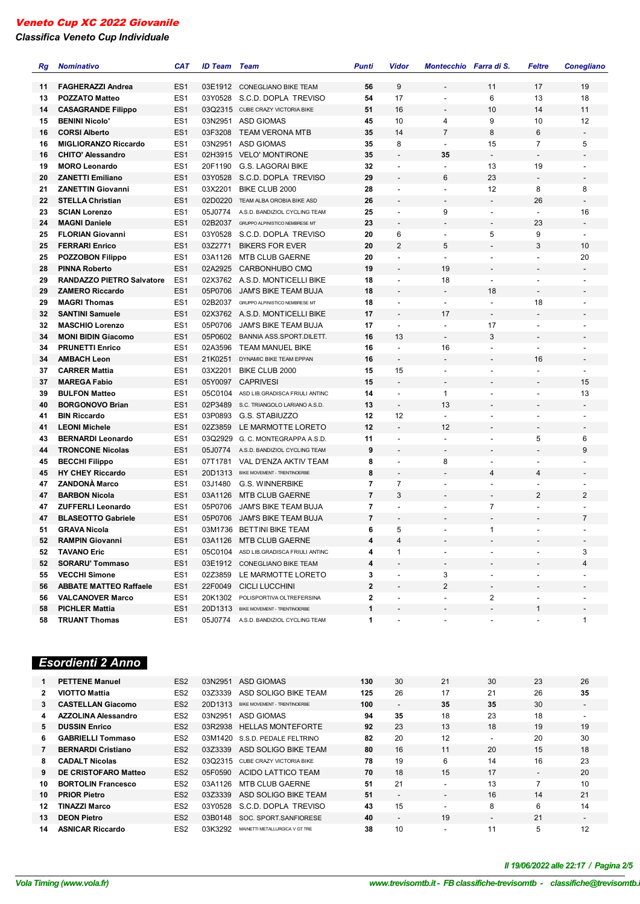# *Veneto Cup XC 2022 Giovanile*

### *Classifica Veneto Cup Individuale*

| Rg | Nominativo | CAT | ID Team | Team | Punti | Vidor | Montecchio | Farra di S. | Feltre | Conegliano |
|---|---|---|---|---|---|---|---|---|---|---|
| 11 | **FAGHERAZZI Andrea** | ES1 | 03E1912 | CONEGLIANO BIKE TEAM | **56** | 9 | - | 11 | 17 | 19 |
| 13 | **POZZATO Matteo** | ES1 | 03Y0528 | S.C.D. DOPLA TREVISO | **54** | 17 | - | 6 | 13 | 18 |
| 14 | **CASAGRANDE Filippo** | ES1 | 03Q2315 | CUBE CRAZY VICTORIA BIKE | **51** | 16 | - | 10 | 14 | 11 |
| 15 | **BENINI Nicolo'** | ES1 | 03N2951 | ASD GIOMAS | **45** | 10 | 4 | 9 | 10 | 12 |
| 16 | **CORSI Alberto** | ES1 | 03F3208 | TEAM VERONA MTB | **35** | 14 | 7 | 8 | 6 | - |
| 16 | **MIGLIORANZO Riccardo** | ES1 | 03N2951 | ASD GIOMAS | **35** | 8 | - | 15 | 7 | 5 |
| 16 | **CHITO' Alessandro** | ES1 | 02H3915 | VELO' MONTIRONE | **35** | - | **35** | - | - | - |
| 19 | **MORO Leonardo** | ES1 | 20F1190 | G.S. LAGORAI BIKE | **32** | - | - | 13 | 19 | - |
| 20 | **ZANETTI Emiliano** | ES1 | 03Y0528 | S.C.D. DOPLA TREVISO | **29** | - | 6 | 23 | - | - |
| 21 | **ZANETTIN Giovanni** | ES1 | 03X2201 | BIKE CLUB 2000 | **28** | - | - | 12 | 8 | 8 |
| 22 | **STELLA Christian** | ES1 | 02D0220 | TEAM ALBA OROBIA BIKE ASD | **26** | - | - | - | 26 | - |
| 23 | **SCIAN Lorenzo** | ES1 | 05J0774 | A.S.D. BANDIZIOL CYCLING TEAM | **25** | - | 9 | - | - | 16 |
| 24 | **MAGNI Daniele** | ES1 | 02B2037 | GRUPPO ALPINISTICO NEMBRESE MT | **23** | - | - | - | 23 | - |
| 25 | **FLORIAN Giovanni** | ES1 | 03Y0528 | S.C.D. DOPLA TREVISO | **20** | 6 | - | 5 | 9 | - |
| 25 | **FERRARI Enrico** | ES1 | 03Z2771 | BIKERS FOR EVER | **20** | 2 | 5 | - | 3 | 10 |
| 25 | **POZZOBON Filippo** | ES1 | 03A1126 | MTB CLUB GAERNE | **20** | - | - | - | - | 20 |
| 28 | **PINNA Roberto** | ES1 | 02A2925 | CARBONHUBO CMQ | **19** | - | 19 | - | - | - |
| 29 | **RANDAZZO PIETRO Salvatore** | ES1 | 02X3762 | A.S.D. MONTICELLI BIKE | **18** | - | 18 | - | - | - |
| 29 | **ZAMERO Riccardo** | ES1 | 05P0706 | JAM'S BIKE TEAM BUJA | **18** | - | - | 18 | - | - |
| 29 | **MAGRI Thomas** | ES1 | 02B2037 | GRUPPO ALPINISTICO NEMBRESE MT | **18** | - | - | - | 18 | - |
| 32 | **SANTINI Samuele** | ES1 | 02X3762 | A.S.D. MONTICELLI BIKE | **17** | - | 17 | - | - | - |
| 32 | **MASCHIO Lorenzo** | ES1 | 05P0706 | JAM'S BIKE TEAM BUJA | **17** | - | - | 17 | - | - |
| 34 | **MONI BIDIN Giacomo** | ES1 | 05P0602 | BANNIA ASS.SPORT.DILETT. | **16** | 13 | - | 3 | - | - |
| 34 | **PRUNETTI Enrico** | ES1 | 02A3596 | TEAM MANUEL BIKE | **16** | - | 16 | - | - | - |
| 34 | **AMBACH Leon** | ES1 | 21K0251 | DYNAMIC BIKE TEAM EPPAN | **16** | - | - | - | 16 | - |
| 37 | **CARRER Mattia** | ES1 | 03X2201 | BIKE CLUB 2000 | **15** | 15 | - | - | - | - |
| 37 | **MAREGA Fabio** | ES1 | 05Y0097 | CAPRIVESI | **15** | - | - | - | - | 15 |
| 39 | **BULFON Matteo** | ES1 | 05C0104 | ASD LIB.GRADISCA FRIULI ANTINC | **14** | - | 1 | - | - | 13 |
| 40 | **BORGONOVO Brian** | ES1 | 02P3489 | S.C. TRIANGOLO LARIANO A.S.D. | **13** | - | 13 | - | - | - |
| 41 | **BIN Riccardo** | ES1 | 03P0893 | G.S. STABIUZZO | **12** | 12 | - | - | - | - |
| 41 | **LEONI Michele** | ES1 | 02Z3859 | LE MARMOTTE LORETO | **12** | - | 12 | - | - | - |
| 43 | **BERNARDI Leonardo** | ES1 | 03Q2929 | G. C. MONTEGRAPPA A.S.D. | **11** | - | - | - | 5 | 6 |
| 44 | **TRONCONE Nicolas** | ES1 | 05J0774 | A.S.D. BANDIZIOL CYCLING TEAM | **9** | - | - | - | - | 9 |
| 45 | **BECCHI Filippo** | ES1 | 07T1781 | VAL D'ENZA AKTIV TEAM | **8** | - | 8 | - | - | - |
| 45 | **HY CHEY Riccardo** | ES1 | 20D1313 | BIKE MOVEMENT - TRENTINOERBE | **8** | - | - | 4 | 4 | - |
| 47 | **ZANDONÀ Marco** | ES1 | 03J1480 | G.S. WINNERBIKE | **7** | 7 | - | - | - | - |
| 47 | **BARBON Nicola** | ES1 | 03A1126 | MTB CLUB GAERNE | **7** | 3 | - | - | 2 | 2 |
| 47 | **ZUFFERLI Leonardo** | ES1 | 05P0706 | JAM'S BIKE TEAM BUJA | **7** | - | - | 7 | - | - |
| 47 | **BLASEOTTO Gabriele** | ES1 | 05P0706 | JAM'S BIKE TEAM BUJA | **7** | - | - | - | - | 7 |
| 51 | **GRAVA Nicola** | ES1 | 03M1736 | BETTINI BIKE TEAM | **6** | 5 | - | 1 | - | - |
| 52 | **RAMPIN Giovanni** | ES1 | 03A1126 | MTB CLUB GAERNE | **4** | 4 | - | - | - | - |
| 52 | **TAVANO Eric** | ES1 | 05C0104 | ASD LIB.GRADISCA FRIULI ANTINC | **4** | 1 | - | - | - | 3 |
| 52 | **SORARU' Tommaso** | ES1 | 03E1912 | CONEGLIANO BIKE TEAM | **4** | - | - | - | - | 4 |
| 55 | **VECCHI Simone** | ES1 | 02Z3859 | LE MARMOTTE LORETO | **3** | - | 3 | - | - | - |
| 56 | **ABBATE MATTEO Raffaele** | ES1 | 22F0049 | CICLI LUCCHINI | **2** | - | 2 | - | - | - |
| 56 | **VALCANOVER Marco** | ES1 | 20K1302 | POLISPORTIVA OLTREFERSINA | **2** | - | - | 2 | - | - |
| 58 | **PICHLER Mattia** | ES1 | 20D1313 | BIKE MOVEMENT - TRENTINOERBE | **1** | - | - | - | 1 | - |
| 58 | **TRUANT Thomas** | ES1 | 05J0774 | A.S.D. BANDIZIOL CYCLING TEAM | **1** | - | - | - | - | 1 |

## *Esordienti 2 Anno*

| Rg | Nominativo | CAT | ID Team | Team | Punti | Vidor | Montecchio | Farra di S. | Feltre | Conegliano |
|---|---|---|---|---|---|---|---|---|---|---|
| 1 | **PETTENE Manuel** | ES2 | 03N2951 | ASD GIOMAS | **130** | 30 | 21 | 30 | 23 | 26 |
| 2 | **VIOTTO Mattia** | ES2 | 03Z3339 | ASD SOLIGO BIKE TEAM | **125** | 26 | 17 | 21 | 26 | **35** |
| 3 | **CASTELLAN Giacomo** | ES2 | 20D1313 | BIKE MOVEMENT - TRENTINOERBE | **100** | - | **35** | **35** | 30 | - |
| 4 | **AZZOLINA Alessandro** | ES2 | 03N2951 | ASD GIOMAS | **94** | **35** | 18 | 23 | 18 | - |
| 5 | **DUSSIN Enrico** | ES2 | 03R2938 | HELLAS MONTEFORTE | **92** | 23 | 13 | 18 | 19 | 19 |
| 6 | **GABRIELLI Tommaso** | ES2 | 03M1420 | S.S.D. PEDALE FELTRINO | **82** | 20 | 12 | - | 20 | 30 |
| 7 | **BERNARDI Cristiano** | ES2 | 03Z3339 | ASD SOLIGO BIKE TEAM | **80** | 16 | 11 | 20 | 15 | 18 |
| 8 | **CADALT Nicolas** | ES2 | 03Q2315 | CUBE CRAZY VICTORIA BIKE | **78** | 19 | 6 | 14 | 16 | 23 |
| 9 | **DE CRISTOFARO Matteo** | ES2 | 05F0590 | ACIDO LATTICO TEAM | **70** | 18 | 15 | 17 | - | 20 |
| 10 | **BORTOLIN Francesco** | ES2 | 03A1126 | MTB CLUB GAERNE | **51** | 21 | - | 13 | 7 | 10 |
| 10 | **PRIOR Pietro** | ES2 | 03Z3339 | ASD SOLIGO BIKE TEAM | **51** | - | - | 16 | 14 | 21 |
| 12 | **TINAZZI Marco** | ES2 | 03Y0528 | S.C.D. DOPLA TREVISO | **43** | 15 | - | 8 | 6 | 14 |
| 13 | **DEON Pietro** | ES2 | 03B0148 | SOC. SPORT.SANFIORESE | **40** | - | 19 | - | 21 | - |
| 14 | **ASNICAR Riccardo** | ES2 | 03K3292 | MAINETTI METALLURGICA V GT TRE | **38** | 10 | - | 11 | 5 | 12 |

*Il 19/06/2022 alle 22:17*

*Vola Timing (www.vola.fr)* — *www.trevisomtb.it - FB classifiche-trevisomtb - classifiche@trevisomtb.it*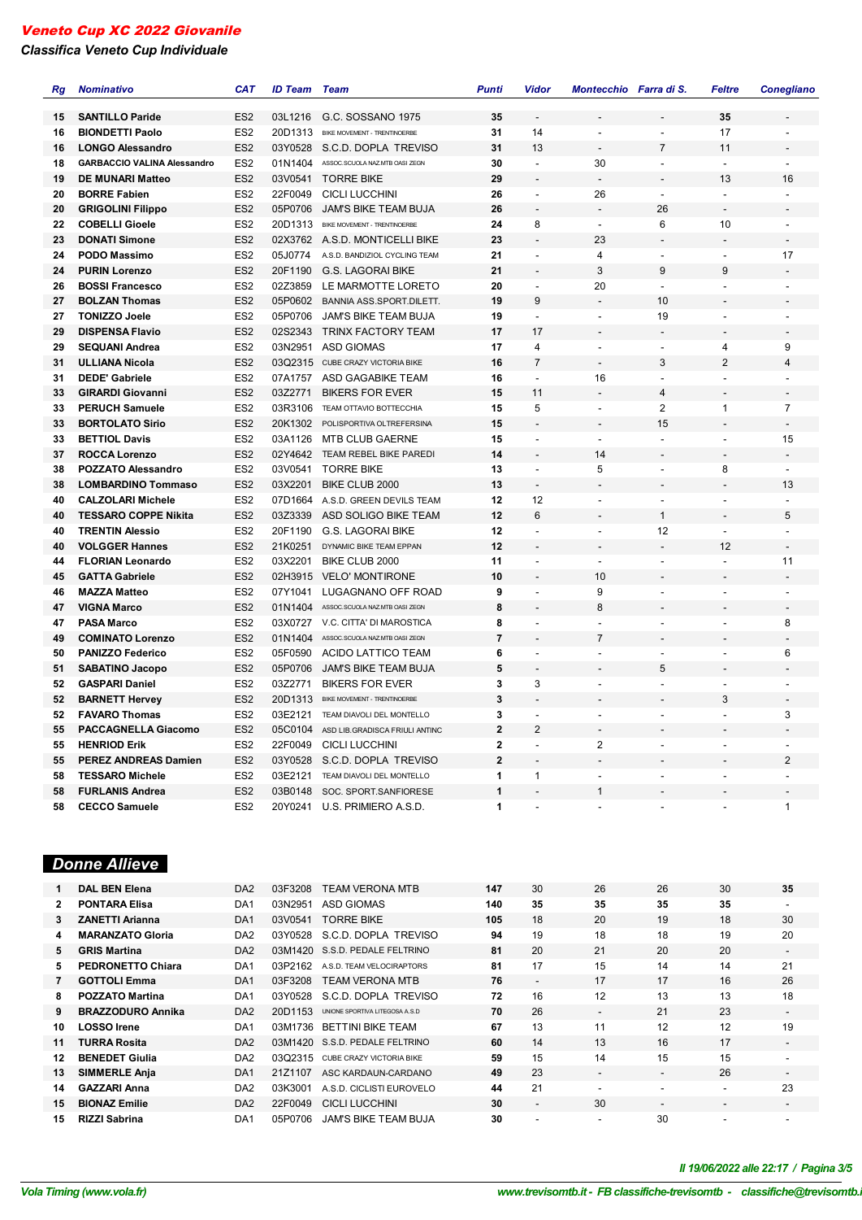# Veneto Cup XC 2022 Giovanile

## Classifica Veneto Cup Individuale

| Rg | Nominativo | CAT | ID Team | Team | Punti | Vidor | Montecchio | Farra di S. | Feltre | Conegliano |
|---|---|---|---|---|---|---|---|---|---|---|
| 15 | **SANTILLO Paride** | ES2 | 03L1216 | G.C. SOSSANO 1975 | **35** | - | - | - | **35** | - |
| 16 | **BIONDETTI Paolo** | ES2 | 20D1313 | BIKE MOVEMENT - TRENTINOERBE | **31** | 14 | - | - | 17 | - |
| 16 | **LONGO Alessandro** | ES2 | 03Y0528 | S.C.D. DOPLA TREVISO | **31** | 13 | - | 7 | 11 | - |
| 18 | **GARBACCIO VALINA Alessandro** | ES2 | 01N1404 | ASSOC.SCUOLA NAZ.MTB OASI ZEGN | **30** | - | 30 | - | - | - |
| 19 | **DE MUNARI Matteo** | ES2 | 03V0541 | TORRE BIKE | **29** | - | - | - | 13 | 16 |
| 20 | **BORRE Fabien** | ES2 | 22F0049 | CICLI LUCCHINI | **26** | - | 26 | - | - | - |
| 20 | **GRIGOLINI Filippo** | ES2 | 05P0706 | JAM'S BIKE TEAM BUJA | **26** | - | - | 26 | - | - |
| 22 | **COBELLI Gioele** | ES2 | 20D1313 | BIKE MOVEMENT - TRENTINOERBE | **24** | 8 | - | 6 | 10 | - |
| 23 | **DONATI Simone** | ES2 | 02X3762 | A.S.D. MONTICELLI BIKE | **23** | - | 23 | - | - | - |
| 24 | **PODO Massimo** | ES2 | 05J0774 | A.S.D. BANDIZIOL CYCLING TEAM | **21** | - | 4 | - | - | 17 |
| 24 | **PURIN Lorenzo** | ES2 | 20F1190 | G.S. LAGORAI BIKE | **21** | - | 3 | 9 | 9 | - |
| 26 | **BOSSI Francesco** | ES2 | 02Z3859 | LE MARMOTTE LORETO | **20** | - | 20 | - | - | - |
| 27 | **BOLZAN Thomas** | ES2 | 05P0602 | BANNIA ASS.SPORT.DILETT. | **19** | 9 | - | 10 | - | - |
| 27 | **TONIZZO Joele** | ES2 | 05P0706 | JAM'S BIKE TEAM BUJA | **19** | - | - | 19 | - | - |
| 29 | **DISPENSA Flavio** | ES2 | 02S2343 | TRINX FACTORY TEAM | **17** | 17 | - | - | - | - |
| 29 | **SEQUANI Andrea** | ES2 | 03N2951 | ASD GIOMAS | **17** | 4 | - | - | 4 | 9 |
| 31 | **ULLIANA Nicola** | ES2 | 03Q2315 | CUBE CRAZY VICTORIA BIKE | **16** | 7 | - | 3 | 2 | 4 |
| 31 | **DEDE' Gabriele** | ES2 | 07A1757 | ASD GAGABIKE TEAM | **16** | - | 16 | - | - | - |
| 33 | **GIRARDI Giovanni** | ES2 | 03Z2771 | BIKERS FOR EVER | **15** | 11 | - | 4 | - | - |
| 33 | **PERUCH Samuele** | ES2 | 03R3106 | TEAM OTTAVIO BOTTECCHIA | **15** | 5 | - | 2 | 1 | 7 |
| 33 | **BORTOLATO Sirio** | ES2 | 20K1302 | POLISPORTIVA OLTREFERSINA | **15** | - | - | 15 | - | - |
| 33 | **BETTIOL Davis** | ES2 | 03A1126 | MTB CLUB GAERNE | **15** | - | - | - | - | 15 |
| 37 | **ROCCA Lorenzo** | ES2 | 02Y4642 | TEAM REBEL BIKE PAREDI | **14** | - | 14 | - | - | - |
| 38 | **POZZATO Alessandro** | ES2 | 03V0541 | TORRE BIKE | **13** | - | 5 | - | 8 | - |
| 38 | **LOMBARDINO Tommaso** | ES2 | 03X2201 | BIKE CLUB 2000 | **13** | - | - | - | - | 13 |
| 40 | **CALZOLARI Michele** | ES2 | 07D1664 | A.S.D. GREEN DEVILS TEAM | **12** | 12 | - | - | - | - |
| 40 | **TESSARO COPPE Nikita** | ES2 | 03Z3339 | ASD SOLIGO BIKE TEAM | **12** | 6 | - | 1 | - | 5 |
| 40 | **TRENTIN Alessio** | ES2 | 20F1190 | G.S. LAGORAI BIKE | **12** | - | - | 12 | - | - |
| 40 | **VOLGGER Hannes** | ES2 | 21K0251 | DYNAMIC BIKE TEAM EPPAN | **12** | - | - | - | 12 | - |
| 44 | **FLORIAN Leonardo** | ES2 | 03X2201 | BIKE CLUB 2000 | **11** | - | - | - | - | 11 |
| 45 | **GATTA Gabriele** | ES2 | 02H3915 | VELO' MONTIRONE | **10** | - | 10 | - | - | - |
| 46 | **MAZZA Matteo** | ES2 | 07Y1041 | LUGAGNANO OFF ROAD | **9** | - | 9 | - | - | - |
| 47 | **VIGNA Marco** | ES2 | 01N1404 | ASSOC.SCUOLA NAZ.MTB OASI ZEGN | **8** | - | 8 | - | - | - |
| 47 | **PASA Marco** | ES2 | 03X0727 | V.C. CITTA' DI MAROSTICA | **8** | - | - | - | - | 8 |
| 49 | **COMINATO Lorenzo** | ES2 | 01N1404 | ASSOC.SCUOLA NAZ.MTB OASI ZEGN | **7** | - | 7 | - | - | - |
| 50 | **PANIZZO Federico** | ES2 | 05F0590 | ACIDO LATTICO TEAM | **6** | - | - | - | - | 6 |
| 51 | **SABATINO Jacopo** | ES2 | 05P0706 | JAM'S BIKE TEAM BUJA | **5** | - | - | 5 | - | - |
| 52 | **GASPARI Daniel** | ES2 | 03Z2771 | BIKERS FOR EVER | **3** | 3 | - | - | - | - |
| 52 | **BARNETT Hervey** | ES2 | 20D1313 | BIKE MOVEMENT - TRENTINOERBE | **3** | - | - | - | 3 | - |
| 52 | **FAVARO Thomas** | ES2 | 03E2121 | TEAM DIAVOLI DEL MONTELLO | **3** | - | - | - | - | 3 |
| 55 | **PACCAGNELLA Giacomo** | ES2 | 05C0104 | ASD LIB.GRADISCA FRIULI ANTINC | **2** | 2 | - | - | - | - |
| 55 | **HENRIOD Erik** | ES2 | 22F0049 | CICLI LUCCHINI | **2** | - | 2 | - | - | - |
| 55 | **PEREZ ANDREAS Damien** | ES2 | 03Y0528 | S.C.D. DOPLA TREVISO | **2** | - | - | - | - | 2 |
| 58 | **TESSARO Michele** | ES2 | 03E2121 | TEAM DIAVOLI DEL MONTELLO | **1** | 1 | - | - | - | - |
| 58 | **FURLANIS Andrea** | ES2 | 03B0148 | SOC. SPORT.SANFIORESE | **1** | - | 1 | - | - | - |
| 58 | **CECCO Samuele** | ES2 | 20Y0241 | U.S. PRIMIERO A.S.D. | **1** | - | - | - | - | 1 |

## Donne Allieve

| Rg | Nominativo | CAT | ID Team | Team | Punti | Vidor | Montecchio | Farra di S. | Feltre | Conegliano |
|---|---|---|---|---|---|---|---|---|---|---|
| 1 | **DAL BEN Elena** | DA2 | 03F3208 | TEAM VERONA MTB | **147** | 30 | 26 | 26 | 30 | **35** |
| 2 | **PONTARA Elisa** | DA1 | 03N2951 | ASD GIOMAS | **140** | **35** | **35** | **35** | **35** | - |
| 3 | **ZANETTI Arianna** | DA1 | 03V0541 | TORRE BIKE | **105** | 18 | 20 | 19 | 18 | 30 |
| 4 | **MARANZATO Gloria** | DA2 | 03Y0528 | S.C.D. DOPLA TREVISO | **94** | 19 | 18 | 18 | 19 | 20 |
| 5 | **GRIS Martina** | DA2 | 03M1420 | S.S.D. PEDALE FELTRINO | **81** | 20 | 21 | 20 | 20 | - |
| 5 | **PEDRONETTO Chiara** | DA1 | 03P2162 | A.S.D. TEAM VELOCIRAPTORS | **81** | 17 | 15 | 14 | 14 | 21 |
| 7 | **GOTTOLI Emma** | DA1 | 03F3208 | TEAM VERONA MTB | **76** | - | 17 | 17 | 16 | 26 |
| 8 | **POZZATO Martina** | DA1 | 03Y0528 | S.C.D. DOPLA TREVISO | **72** | 16 | 12 | 13 | 13 | 18 |
| 9 | **BRAZZODURO Annika** | DA2 | 20D1153 | UNIONE SPORTIVA LITEGOSA A.S.D | **70** | 26 | - | 21 | 23 | - |
| 10 | **LOSSO Irene** | DA1 | 03M1736 | BETTINI BIKE TEAM | **67** | 13 | 11 | 12 | 12 | 19 |
| 11 | **TURRA Rosita** | DA2 | 03M1420 | S.S.D. PEDALE FELTRINO | **60** | 14 | 13 | 16 | 17 | - |
| 12 | **BENEDET Giulia** | DA2 | 03Q2315 | CUBE CRAZY VICTORIA BIKE | **59** | 15 | 14 | 15 | 15 | - |
| 13 | **SIMMERLE Anja** | DA1 | 21Z1107 | ASC KARDAUN-CARDANO | **49** | 23 | - | - | 26 | - |
| 14 | **GAZZARI Anna** | DA2 | 03K3001 | A.S.D. CICLISTI EUROVELO | **44** | 21 | - | - | - | 23 |
| 15 | **BIONAZ Emilie** | DA2 | 22F0049 | CICLI LUCCHINI | **30** | - | 30 | - | - | - |
| 15 | **RIZZI Sabrina** | DA1 | 05P0706 | JAM'S BIKE TEAM BUJA | **30** | - | - | 30 | - | - |

*Il 19/06/2022 alle 22:17*

*Vola Timing (www.vola.fr)* — *www.trevisomtb.it - FB classifiche-trevisomtb - classifiche@trevisomtb.it*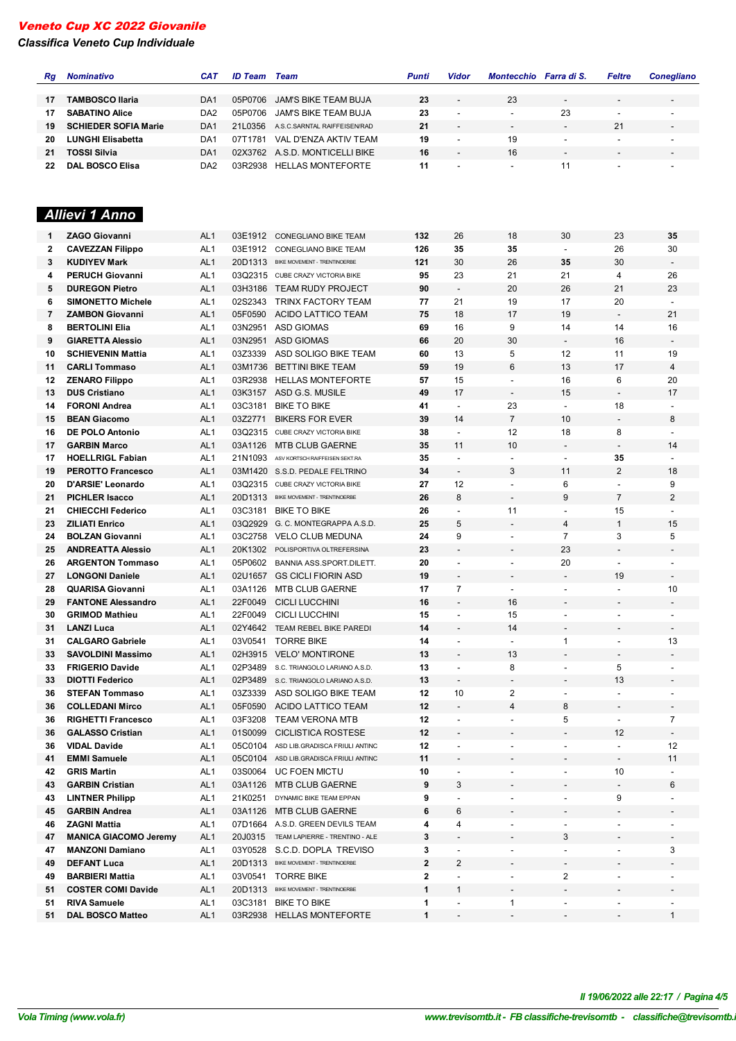# Veneto Cup XC 2022 Giovanile

*Classifica Veneto Cup Individuale*

| Rg | Nominativo | CAT | ID Team | Team | Punti | Vidor | Montecchio | Farra di S. | Feltre | Conegliano |
|---|---|---|---|---|---|---|---|---|---|---|
| 17 | TAMBOSCO Ilaria | DA1 | 05P0706 | JAM'S BIKE TEAM BUJA | 23 | - | 23 | - | - | - |
| 17 | SABATINO Alice | DA2 | 05P0706 | JAM'S BIKE TEAM BUJA | 23 | - | - | 23 | - | - |
| 19 | SCHIEDER SOFIA Marie | DA1 | 21L0356 | A.S.C.SARNTAL RAIFFEISEN/RAD | 21 | - | - | - | 21 | - |
| 20 | LUNGHI Elisabetta | DA1 | 07T1781 | VAL D'ENZA AKTIV TEAM | 19 | - | 19 | - | - | - |
| 21 | TOSSI Silvia | DA1 | 02X3762 | A.S.D. MONTICELLI BIKE | 16 | - | 16 | - | - | - |
| 22 | DAL BOSCO Elisa | DA2 | 03R2938 | HELLAS MONTEFORTE | 11 | - | - | 11 | - | - |

## Allievi 1 Anno

| Rg | Nominativo | CAT | ID Team | Team | Punti | Vidor | Montecchio | Farra di S. | Feltre | Conegliano |
|---|---|---|---|---|---|---|---|---|---|---|
| 1 | ZAGO Giovanni | AL1 | 03E1912 | CONEGLIANO BIKE TEAM | 132 | 26 | 18 | 30 | 23 | 35 |
| 2 | CAVEZZAN Filippo | AL1 | 03E1912 | CONEGLIANO BIKE TEAM | 126 | 35 | 35 | - | 26 | 30 |
| 3 | KUDIYEV Mark | AL1 | 20D1313 | BIKE MOVEMENT - TRENTINOERBE | 121 | 30 | 26 | 35 | 30 | - |
| 4 | PERUCH Giovanni | AL1 | 03Q2315 | CUBE CRAZY VICTORIA BIKE | 95 | 23 | 21 | 21 | 4 | 26 |
| 5 | DUREGON Pietro | AL1 | 03H3186 | TEAM RUDY PROJECT | 90 | - | 20 | 26 | 21 | 23 |
| 6 | SIMONETTO Michele | AL1 | 02S2343 | TRINX FACTORY TEAM | 77 | 21 | 19 | 17 | 20 | - |
| 7 | ZAMBON Giovanni | AL1 | 05F0590 | ACIDO LATTICO TEAM | 75 | 18 | 17 | 19 | - | 21 |
| 8 | BERTOLINI Elia | AL1 | 03N2951 | ASD GIOMAS | 69 | 16 | 9 | 14 | 14 | 16 |
| 9 | GIARETTA Alessio | AL1 | 03N2951 | ASD GIOMAS | 66 | 20 | 30 | - | 16 | - |
| 10 | SCHIEVENIN Mattia | AL1 | 03Z3339 | ASD SOLIGO BIKE TEAM | 60 | 13 | 5 | 12 | 11 | 19 |
| 11 | CARLI Tommaso | AL1 | 03M1736 | BETTINI BIKE TEAM | 59 | 19 | 6 | 13 | 17 | 4 |
| 12 | ZENARO Filippo | AL1 | 03R2938 | HELLAS MONTEFORTE | 57 | 15 | - | 16 | 6 | 20 |
| 13 | DUS Cristiano | AL1 | 03K3157 | ASD G.S. MUSILE | 49 | 17 | - | 15 | - | 17 |
| 14 | FORONI Andrea | AL1 | 03C3181 | BIKE TO BIKE | 41 | - | 23 | - | 18 | - |
| 15 | BEAN Giacomo | AL1 | 03Z2771 | BIKERS FOR EVER | 39 | 14 | 7 | 10 | - | 8 |
| 16 | DE POLO Antonio | AL1 | 03Q2315 | CUBE CRAZY VICTORIA BIKE | 38 | - | 12 | 18 | 8 | - |
| 17 | GARBIN Marco | AL1 | 03A1126 | MTB CLUB GAERNE | 35 | 11 | 10 | - | - | 14 |
| 17 | HOELLRIGL Fabian | AL1 | 21N1093 | ASV KORTSCH RAIFFEISEN SEKT.RA | 35 | - | - | - | 35 | - |
| 19 | PEROTTO Francesco | AL1 | 03M1420 | S.S.D. PEDALE FELTRINO | 34 | - | 3 | 11 | 2 | 18 |
| 20 | D'ARSIE' Leonardo | AL1 | 03Q2315 | CUBE CRAZY VICTORIA BIKE | 27 | 12 | - | 6 | - | 9 |
| 21 | PICHLER Isacco | AL1 | 20D1313 | BIKE MOVEMENT - TRENTINOERBE | 26 | 8 | - | 9 | 7 | 2 |
| 21 | CHIECCHI Federico | AL1 | 03C3181 | BIKE TO BIKE | 26 | - | 11 | - | 15 | - |
| 23 | ZILIATI Enrico | AL1 | 03Q2929 | G. C. MONTEGRAPPA A.S.D. | 25 | 5 | - | 4 | 1 | 15 |
| 24 | BOLZAN Giovanni | AL1 | 03C2758 | VELO CLUB MEDUNA | 24 | 9 | - | 7 | 3 | 5 |
| 25 | ANDREATTA Alessio | AL1 | 20K1302 | POLISPORTIVA OLTREFERSINA | 23 | - | - | 23 | - | - |
| 26 | ARGENTON Tommaso | AL1 | 05P0602 | BANNIA ASS.SPORT.DILETT. | 20 | - | - | 20 | - | - |
| 27 | LONGONI Daniele | AL1 | 02U1657 | GS CICLI FIORIN ASD | 19 | - | - | - | 19 | - |
| 28 | QUARISA Giovanni | AL1 | 03A1126 | MTB CLUB GAERNE | 17 | 7 | - | - | - | 10 |
| 29 | FANTONE Alessandro | AL1 | 22F0049 | CICLI LUCCHINI | 16 | - | 16 | - | - | - |
| 30 | GRIMOD Mathieu | AL1 | 22F0049 | CICLI LUCCHINI | 15 | - | 15 | - | - | - |
| 31 | LANZI Luca | AL1 | 02Y4642 | TEAM REBEL BIKE PAREDI | 14 | - | 14 | - | - | - |
| 31 | CALGARO Gabriele | AL1 | 03V0541 | TORRE BIKE | 14 | - | - | 1 | - | 13 |
| 33 | SAVOLDINI Massimo | AL1 | 02H3915 | VELO' MONTIRONE | 13 | - | 13 | - | - | - |
| 33 | FRIGERIO Davide | AL1 | 02P3489 | S.C. TRIANGOLO LARIANO A.S.D. | 13 | - | 8 | - | 5 | - |
| 33 | DIOTTI Federico | AL1 | 02P3489 | S.C. TRIANGOLO LARIANO A.S.D. | 13 | - | - | - | 13 | - |
| 36 | STEFAN Tommaso | AL1 | 03Z3339 | ASD SOLIGO BIKE TEAM | 12 | 10 | 2 | - | - | - |
| 36 | COLLEDANI Mirco | AL1 | 05F0590 | ACIDO LATTICO TEAM | 12 | - | 4 | 8 | - | - |
| 36 | RIGHETTI Francesco | AL1 | 03F3208 | TEAM VERONA MTB | 12 | - | - | 5 | - | 7 |
| 36 | GALASSO Cristian | AL1 | 01S0099 | CICLISTICA ROSTESE | 12 | - | - | - | 12 | - |
| 36 | VIDAL Davide | AL1 | 05C0104 | ASD LIB.GRADISCA FRIULI ANTINC | 12 | - | - | - | - | 12 |
| 41 | EMMI Samuele | AL1 | 05C0104 | ASD LIB.GRADISCA FRIULI ANTINC | 11 | - | - | - | - | 11 |
| 42 | GRIS Martin | AL1 | 03S0064 | UC FOEN MICTU | 10 | - | - | - | 10 | - |
| 43 | GARBIN Cristian | AL1 | 03A1126 | MTB CLUB GAERNE | 9 | 3 | - | - | - | 6 |
| 43 | LINTNER Philipp | AL1 | 21K0251 | DYNAMIC BIKE TEAM EPPAN | 9 | - | - | - | 9 | - |
| 45 | GARBIN Andrea | AL1 | 03A1126 | MTB CLUB GAERNE | 6 | 6 | - | - | - | - |
| 46 | ZAGNI Mattia | AL1 | 07D1664 | A.S.D. GREEN DEVILS TEAM | 4 | 4 | - | - | - | - |
| 47 | MANICA GIACOMO Jeremy | AL1 | 20J0315 | TEAM LAPIERRE - TRENTINO - ALE | 3 | - | - | 3 | - | - |
| 47 | MANZONI Damiano | AL1 | 03Y0528 | S.C.D. DOPLA TREVISO | 3 | - | - | - | - | 3 |
| 49 | DEFANT Luca | AL1 | 20D1313 | BIKE MOVEMENT - TRENTINOERBE | 2 | 2 | - | - | - | - |
| 49 | BARBIERI Mattia | AL1 | 03V0541 | TORRE BIKE | 2 | - | - | 2 | - | - |
| 51 | COSTER COMI Davide | AL1 | 20D1313 | BIKE MOVEMENT - TRENTINOERBE | 1 | 1 | - | - | - | - |
| 51 | RIVA Samuele | AL1 | 03C3181 | BIKE TO BIKE | 1 | - | 1 | - | - | - |
| 51 | DAL BOSCO Matteo | AL1 | 03R2938 | HELLAS MONTEFORTE | 1 | - | - | - | - | 1 |

*Il 19/06/2022 alle 22:17 / Pagina 4/5*

*Vola Timing (www.vola.fr)* — *www.trevisomtb.it - FB classifiche-trevisomtb - classifiche@trevisomtb.it*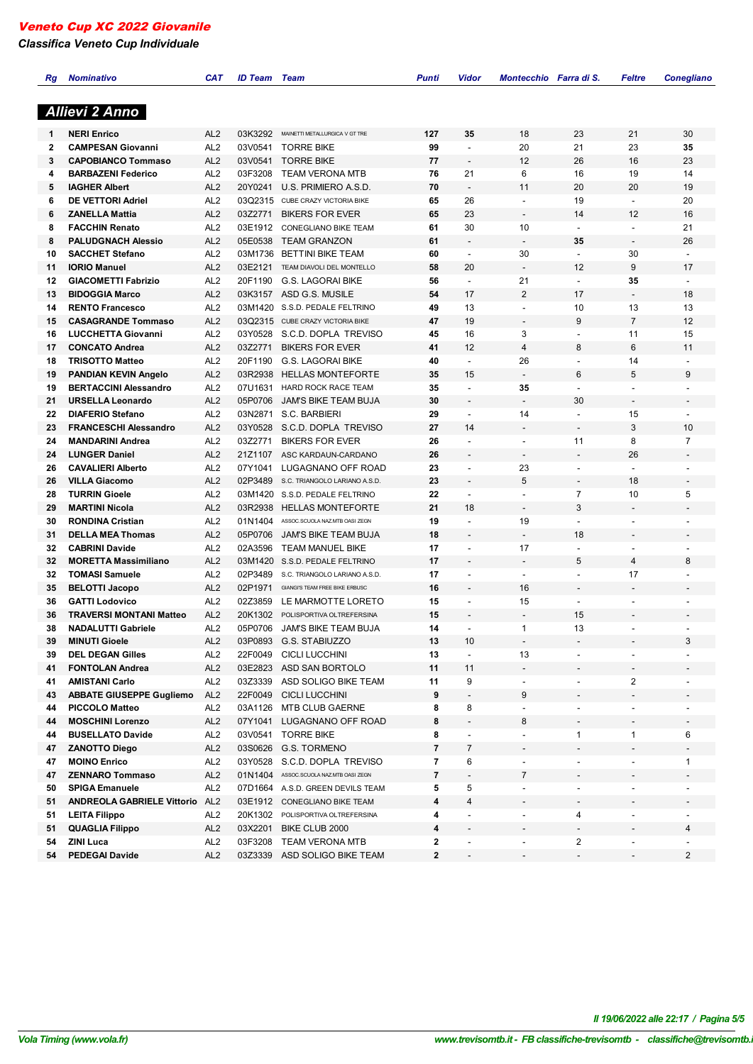# *Veneto Cup XC 2022 Giovanile*

## *Classifica Veneto Cup Individuale*

### Allievi 2 Anno

| Rg | Nominativo | CAT | ID Team | Team | Punti | Vidor | Montecchio | Farra di S. | Feltre | Conegliano |
|---|---|---|---|---|---|---|---|---|---|---|
| 1 | **NERI Enrico** | AL2 | 03K3292 | MAINETTI METALLURGICA V GT TRE | **127** | **35** | 18 | 23 | 21 | 30 |
| 2 | **CAMPESAN Giovanni** | AL2 | 03V0541 | TORRE BIKE | **99** | - | 20 | 21 | 23 | **35** |
| 3 | **CAPOBIANCO Tommaso** | AL2 | 03V0541 | TORRE BIKE | **77** | - | 12 | 26 | 16 | 23 |
| 4 | **BARBAZENI Federico** | AL2 | 03F3208 | TEAM VERONA MTB | **76** | 21 | 6 | 16 | 19 | 14 |
| 5 | **IAGHER Albert** | AL2 | 20Y0241 | U.S. PRIMIERO A.S.D. | **70** | - | 11 | 20 | 20 | 19 |
| 6 | **DE VETTORI Adriel** | AL2 | 03Q2315 | CUBE CRAZY VICTORIA BIKE | **65** | 26 | - | 19 | - | 20 |
| 6 | **ZANELLA Mattia** | AL2 | 03Z2771 | BIKERS FOR EVER | **65** | 23 | - | 14 | 12 | 16 |
| 8 | **FACCHIN Renato** | AL2 | 03E1912 | CONEGLIANO BIKE TEAM | **61** | 30 | 10 | - | - | 21 |
| 8 | **PALUDGNACH Alessio** | AL2 | 05E0538 | TEAM GRANZON | **61** | - | - | **35** | - | 26 |
| 10 | **SACCHET Stefano** | AL2 | 03M1736 | BETTINI BIKE TEAM | **60** | - | 30 | - | 30 | - |
| 11 | **IORIO Manuel** | AL2 | 03E2121 | TEAM DIAVOLI DEL MONTELLO | **58** | 20 | - | 12 | 9 | 17 |
| 12 | **GIACOMETTI Fabrizio** | AL2 | 20F1190 | G.S. LAGORAI BIKE | **56** | - | 21 | - | **35** | - |
| 13 | **BIDOGGIA Marco** | AL2 | 03K3157 | ASD G.S. MUSILE | **54** | 17 | 2 | 17 | - | 18 |
| 14 | **RENTO Francesco** | AL2 | 03M1420 | S.S.D. PEDALE FELTRINO | **49** | 13 | - | 10 | 13 | 13 |
| 15 | **CASAGRANDE Tommaso** | AL2 | 03Q2315 | CUBE CRAZY VICTORIA BIKE | **47** | 19 | - | 9 | 7 | 12 |
| 16 | **LUCCHETTA Giovanni** | AL2 | 03Y0528 | S.C.D. DOPLA TREVISO | **45** | 16 | 3 | - | 11 | 15 |
| 17 | **CONCATO Andrea** | AL2 | 03Z2771 | BIKERS FOR EVER | **41** | 12 | 4 | 8 | 6 | 11 |
| 18 | **TRISOTTO Matteo** | AL2 | 20F1190 | G.S. LAGORAI BIKE | **40** | - | 26 | - | 14 | - |
| 19 | **PANDIAN KEVIN Angelo** | AL2 | 03R2938 | HELLAS MONTEFORTE | **35** | 15 | - | 6 | 5 | 9 |
| 19 | **BERTACCINI Alessandro** | AL2 | 07U1631 | HARD ROCK RACE TEAM | **35** | - | **35** | - | - | - |
| 21 | **URSELLA Leonardo** | AL2 | 05P0706 | JAM'S BIKE TEAM BUJA | **30** | - | - | 30 | - | - |
| 22 | **DIAFERIO Stefano** | AL2 | 03N2871 | S.C. BARBIERI | **29** | - | 14 | - | 15 | - |
| 23 | **FRANCESCHI Alessandro** | AL2 | 03Y0528 | S.C.D. DOPLA TREVISO | **27** | 14 | - | - | 3 | 10 |
| 24 | **MANDARINI Andrea** | AL2 | 03Z2771 | BIKERS FOR EVER | **26** | - | - | 11 | 8 | 7 |
| 24 | **LUNGER Daniel** | AL2 | 21Z1107 | ASC KARDAUN-CARDANO | **26** | - | - | - | 26 | - |
| 26 | **CAVALIERI Alberto** | AL2 | 07Y1041 | LUGAGNANO OFF ROAD | **23** | - | 23 | - | - | - |
| 26 | **VILLA Giacomo** | AL2 | 02P3489 | S.C. TRIANGOLO LARIANO A.S.D. | **23** | - | 5 | - | 18 | - |
| 28 | **TURRIN Gioele** | AL2 | 03M1420 | S.S.D. PEDALE FELTRINO | **22** | - | - | 7 | 10 | 5 |
| 29 | **MARTINI Nicola** | AL2 | 03R2938 | HELLAS MONTEFORTE | **21** | 18 | - | 3 | - | - |
| 30 | **RONDINA Cristian** | AL2 | 01N1404 | ASSOC.SCUOLA NAZ.MTB OASI ZEGN | **19** | - | 19 | - | - | - |
| 31 | **DELLA MEA Thomas** | AL2 | 05P0706 | JAM'S BIKE TEAM BUJA | **18** | - | - | 18 | - | - |
| 32 | **CABRINI Davide** | AL2 | 02A3596 | TEAM MANUEL BIKE | **17** | - | 17 | - | - | - |
| 32 | **MORETTA Massimiliano** | AL2 | 03M1420 | S.S.D. PEDALE FELTRINO | **17** | - | - | 5 | 4 | 8 |
| 32 | **TOMASI Samuele** | AL2 | 02P3489 | S.C. TRIANGOLO LARIANO A.S.D. | **17** | - | - | - | 17 | - |
| 35 | **BELOTTI Jacopo** | AL2 | 02P1971 | GIANGI'S TEAM FREE BIKE ERBUSC | **16** | - | 16 | - | - | - |
| 36 | **GATTI Lodovico** | AL2 | 02Z3859 | LE MARMOTTE LORETO | **15** | - | 15 | - | - | - |
| 36 | **TRAVERSI MONTANI Matteo** | AL2 | 20K1302 | POLISPORTIVA OLTREFERSINA | **15** | - | - | 15 | - | - |
| 38 | **NADALUTTI Gabriele** | AL2 | 05P0706 | JAM'S BIKE TEAM BUJA | **14** | - | 1 | 13 | - | - |
| 39 | **MINUTI Gioele** | AL2 | 03P0893 | G.S. STABIUZZO | **13** | 10 | - | - | - | 3 |
| 39 | **DEL DEGAN Gilles** | AL2 | 22F0049 | CICLI LUCCHINI | **13** | - | 13 | - | - | - |
| 41 | **FONTOLAN Andrea** | AL2 | 03E2823 | ASD SAN BORTOLO | **11** | 11 | - | - | - | - |
| 41 | **AMISTANI Carlo** | AL2 | 03Z3339 | ASD SOLIGO BIKE TEAM | **11** | 9 | - | - | 2 | - |
| 43 | **ABBATE GIUSEPPE Gugliemo** | AL2 | 22F0049 | CICLI LUCCHINI | **9** | - | 9 | - | - | - |
| 44 | **PICCOLO Matteo** | AL2 | 03A1126 | MTB CLUB GAERNE | **8** | 8 | - | - | - | - |
| 44 | **MOSCHINI Lorenzo** | AL2 | 07Y1041 | LUGAGNANO OFF ROAD | **8** | - | 8 | - | - | - |
| 44 | **BUSELLATO Davide** | AL2 | 03V0541 | TORRE BIKE | **8** | - | - | 1 | 1 | 6 |
| 47 | **ZANOTTO Diego** | AL2 | 03S0626 | G.S. TORMENO | **7** | 7 | - | - | - | - |
| 47 | **MOINO Enrico** | AL2 | 03Y0528 | S.C.D. DOPLA TREVISO | **7** | 6 | - | - | - | 1 |
| 47 | **ZENNARO Tommaso** | AL2 | 01N1404 | ASSOC.SCUOLA NAZ.MTB OASI ZEGN | **7** | - | 7 | - | - | - |
| 50 | **SPIGA Emanuele** | AL2 | 07D1664 | A.S.D. GREEN DEVILS TEAM | **5** | 5 | - | - | - | - |
| 51 | **ANDREOLA GABRIELE Vittorio** | AL2 | 03E1912 | CONEGLIANO BIKE TEAM | **4** | 4 | - | - | - | - |
| 51 | **LEITA Filippo** | AL2 | 20K1302 | POLISPORTIVA OLTREFERSINA | **4** | - | - | 4 | - | - |
| 51 | **QUAGLIA Filippo** | AL2 | 03X2201 | BIKE CLUB 2000 | **4** | - | - | - | - | 4 |
| 54 | **ZINI Luca** | AL2 | 03F3208 | TEAM VERONA MTB | **2** | - | - | 2 | - | - |
| 54 | **PEDEGAI Davide** | AL2 | 03Z3339 | ASD SOLIGO BIKE TEAM | **2** | - | - | - | - | 2 |

*Il 19/06/2022 alle 22:17*

*Vola Timing (www.vola.fr)* — *www.trevisomtb.it - FB classifiche-trevisomtb - classifiche@trevisomtb.it*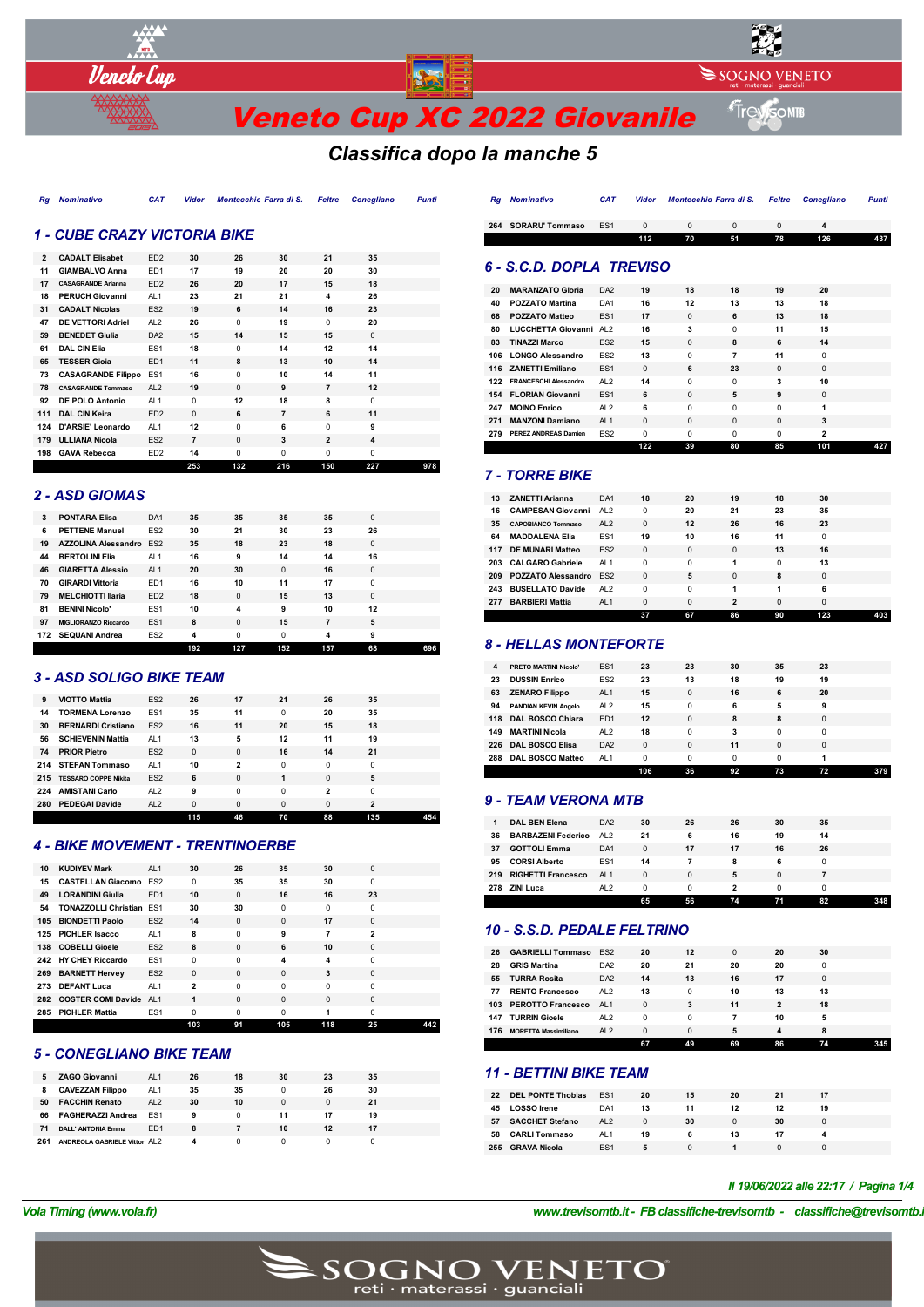# Veneto Cup XC 2022 Giovanile

## Classifica dopo la manche 5

| Rg | Nominativo | CAT | Vidor | Montecchio | Farra di S. | Feltre | Conegliano | Punti |
|---|---|---|---|---|---|---|---|---|

### 1 - CUBE CRAZY VICTORIA BIKE

| Rg | Nominativo | CAT | Vidor | Montecchio | Farra di S. | Feltre | Conegliano | Punti |
|---|---|---|---|---|---|---|---|---|
| 2 | CADALT Elisabet | ED2 | 30 | 26 | 30 | 21 | 35 | |
| 11 | GIAMBALVO Anna | ED1 | 17 | 19 | 20 | 20 | 30 | |
| 17 | CASAGRANDE Arianna | ED2 | 26 | 20 | 17 | 15 | 18 | |
| 18 | PERUCH Giovanni | AL1 | 23 | 21 | 21 | 4 | 26 | |
| 31 | CADALT Nicolas | ES2 | 19 | 6 | 14 | 16 | 23 | |
| 47 | DE VETTORI Adriel | AL2 | 26 | 0 | 19 | 0 | 20 | |
| 59 | BENEDET Giulia | DA2 | 15 | 14 | 15 | 15 | 0 | |
| 61 | DAL CIN Elia | ES1 | 18 | 0 | 14 | 12 | 14 | |
| 65 | TESSER Gioia | ED1 | 11 | 8 | 13 | 10 | 14 | |
| 73 | CASAGRANDE Filippo | ES1 | 16 | 0 | 10 | 14 | 11 | |
| 78 | CASAGRANDE Tommaso | AL2 | 19 | 0 | 9 | 7 | 12 | |
| 92 | DE PIOL Antonio | AL1 | 0 | 12 | 18 | 8 | 0 | |
| 111 | DAL CIN Keira | ED2 | 0 | 6 | 7 | 6 | 11 | |
| 124 | D'ARSIE' Leonardo | AL1 | 12 | 0 | 6 | 0 | 9 | |
| 179 | ULLIANA Nicola | ES2 | 7 | 0 | 3 | 2 | 4 | |
| 198 | GAVA Rebecca | ED2 | 14 | 0 | 0 | 0 | 0 | |
| | | | 253 | 132 | 216 | 150 | 227 | 978 |

### 2 - ASD GIOMAS

| Rg | Nominativo | CAT | Vidor | Montecchio | Farra di S. | Feltre | Conegliano | Punti |
|---|---|---|---|---|---|---|---|---|
| 3 | PONTARA Elisa | DA1 | 35 | 35 | 35 | 35 | 0 | |
| 6 | PETTENE Manuel | ES2 | 30 | 21 | 30 | 23 | 26 | |
| 19 | AZZOLINA Alessandro | ES2 | 35 | 18 | 23 | 18 | 0 | |
| 44 | BERTOLINI Elia | AL1 | 16 | 9 | 14 | 14 | 16 | |
| 46 | GIARETTA Alessio | AL1 | 20 | 30 | 0 | 16 | 0 | |
| 70 | GIRARDI Vittoria | ED1 | 16 | 10 | 11 | 17 | 0 | |
| 79 | MELCHIOTTI Ilaria | ED2 | 18 | 0 | 15 | 13 | 0 | |
| 81 | BENINI Nicolo' | ES1 | 10 | 4 | 9 | 10 | 12 | |
| 97 | MIGLIORANZO Riccardo | ES1 | 8 | 0 | 15 | 7 | 5 | |
| 172 | SEQUANI Andrea | ES2 | 4 | 0 | 0 | 4 | 9 | |
| | | | 192 | 127 | 152 | 157 | 68 | 696 |

### 3 - ASD SOLIGO BIKE TEAM

| Rg | Nominativo | CAT | Vidor | Montecchio | Farra di S. | Feltre | Conegliano | Punti |
|---|---|---|---|---|---|---|---|---|
| 9 | VIOTTO Mattia | ES2 | 26 | 17 | 21 | 26 | 35 | |
| 14 | TORMENA Lorenzo | ES1 | 35 | 11 | 0 | 20 | 35 | |
| 30 | BERNARDI Cristiano | ES2 | 16 | 11 | 20 | 15 | 18 | |
| 56 | SCHIEVENIN Mattia | AL1 | 13 | 5 | 12 | 11 | 19 | |
| 74 | PRIOR Pietro | ES2 | 0 | 0 | 16 | 14 | 21 | |
| 214 | STEFAN Tommaso | AL1 | 10 | 2 | 0 | 0 | 0 | |
| 215 | TESSARO COPPE Nikita | ES2 | 6 | 0 | 1 | 0 | 5 | |
| 224 | AMISTANI Carlo | AL2 | 9 | 0 | 0 | 2 | 0 | |
| 280 | PEDEGAI Davide | AL2 | 0 | 0 | 0 | 0 | 2 | |
| | | | 115 | 46 | 70 | 88 | 135 | 454 |

### 4 - BIKE MOVEMENT - TRENTINOERBE

| Rg | Nominativo | CAT | Vidor | Montecchio | Farra di S. | Feltre | Conegliano | Punti |
|---|---|---|---|---|---|---|---|---|
| 10 | KUDIYEV Mark | AL1 | 30 | 26 | 35 | 30 | 0 | |
| 15 | CASTELLAN Giacomo | ES2 | 0 | 35 | 35 | 30 | 0 | |
| 49 | LORANDINI Giulia | ED1 | 10 | 0 | 16 | 16 | 23 | |
| 54 | TONAZZOLLI Christian | ES1 | 30 | 30 | 0 | 0 | 0 | |
| 105 | BIONDETTI Paolo | ES2 | 14 | 0 | 0 | 17 | 0 | |
| 125 | PICHLER Isacco | AL1 | 8 | 0 | 9 | 7 | 2 | |
| 138 | COBELLI Gioele | ES2 | 8 | 0 | 6 | 10 | 0 | |
| 242 | HY CHEY Riccardo | ES1 | 0 | 0 | 4 | 4 | 0 | |
| 269 | BARNETT Hervey | ES2 | 0 | 0 | 0 | 3 | 0 | |
| 273 | DEFANT Luca | AL1 | 2 | 0 | 0 | 0 | 0 | |
| 282 | COSTER COMI Davide | AL1 | 1 | 0 | 0 | 0 | 0 | |
| 285 | PICHLER Mattia | ES1 | 0 | 0 | 0 | 1 | 0 | |
| | | | 103 | 91 | 105 | 118 | 25 | 442 |

### 5 - CONEGLIANO BIKE TEAM

| Rg | Nominativo | CAT | Vidor | Montecchio | Farra di S. | Feltre | Conegliano | Punti |
|---|---|---|---|---|---|---|---|---|
| 5 | ZAGO Giovanni | AL1 | 26 | 18 | 30 | 23 | 35 | |
| 8 | CAVEZZAN Filippo | AL1 | 35 | 35 | 0 | 26 | 30 | |
| 50 | FACCHIN Renato | AL2 | 30 | 10 | 0 | 0 | 21 | |
| 66 | FAGHERAZZI Andrea | ES1 | 9 | 0 | 11 | 17 | 19 | |
| 71 | DALL' ANTONIA Emma | ED1 | 8 | 7 | 10 | 12 | 17 | |
| 261 | ANDREOLA GABRIELE Vittor | AL2 | 4 | 0 | 0 | 0 | 0 | |
| 264 | SORARU' Tommaso | ES1 | 0 | 0 | 0 | 0 | 4 | |
| | | | 112 | 70 | 51 | 78 | 126 | 437 |

### 6 - S.C.D. DOPLA TREVISO

| Rg | Nominativo | CAT | Vidor | Montecchio | Farra di S. | Feltre | Conegliano | Punti |
|---|---|---|---|---|---|---|---|---|
| 20 | MARANZATO Gloria | DA2 | 19 | 18 | 18 | 19 | 20 | |
| 40 | POZZATO Martina | DA1 | 16 | 12 | 13 | 13 | 18 | |
| 68 | POZZATO Matteo | ES1 | 17 | 0 | 6 | 13 | 18 | |
| 80 | LUCCHETTA Giovanni | AL2 | 16 | 3 | 0 | 11 | 15 | |
| 83 | TINAZZI Marco | ES2 | 15 | 0 | 8 | 6 | 14 | |
| 106 | LONGO Alessandro | ES2 | 13 | 0 | 7 | 11 | 0 | |
| 116 | ZANETTI Emiliano | ES1 | 0 | 6 | 23 | 0 | 0 | |
| 122 | FRANCESCHI Alessandro | AL2 | 14 | 0 | 0 | 3 | 10 | |
| 154 | FLORIAN Giovanni | ES1 | 6 | 0 | 5 | 9 | 0 | |
| 247 | MOINO Enrico | AL2 | 6 | 0 | 0 | 0 | 1 | |
| 271 | MANZONI Damiano | AL1 | 0 | 0 | 0 | 0 | 3 | |
| 279 | PEREZ ANDREAS Damien | ES2 | 0 | 0 | 0 | 0 | 2 | |
| | | | 122 | 39 | 80 | 85 | 101 | 427 |

### 7 - TORRE BIKE

| Rg | Nominativo | CAT | Vidor | Montecchio | Farra di S. | Feltre | Conegliano | Punti |
|---|---|---|---|---|---|---|---|---|
| 13 | ZANETTI Arianna | DA1 | 18 | 20 | 19 | 18 | 30 | |
| 16 | CAMPESAN Giovanni | AL2 | 0 | 20 | 21 | 23 | 35 | |
| 35 | CAPOBIANCO Tommaso | AL2 | 0 | 12 | 26 | 16 | 23 | |
| 64 | MADDALENA Elia | ES1 | 19 | 10 | 16 | 11 | 0 | |
| 117 | DE MUNARI Matteo | ES2 | 0 | 0 | 0 | 13 | 16 | |
| 203 | CALGARO Gabriele | AL1 | 0 | 0 | 1 | 0 | 13 | |
| 209 | POZZATO Alessandro | ES2 | 0 | 5 | 0 | 8 | 0 | |
| 243 | BUSELLATO Davide | AL2 | 0 | 0 | 1 | 1 | 6 | |
| 277 | BARBIERI Mattia | AL1 | 0 | 0 | 2 | 0 | 0 | |
| | | | 37 | 67 | 86 | 90 | 123 | 403 |

### 8 - HELLAS MONTEFORTE

| Rg | Nominativo | CAT | Vidor | Montecchio | Farra di S. | Feltre | Conegliano | Punti |
|---|---|---|---|---|---|---|---|---|
| 4 | PRETO MARTINI Nicolo' | ES1 | 23 | 23 | 30 | 35 | 23 | |
| 23 | DUSSIN Enrico | ES2 | 23 | 13 | 18 | 19 | 19 | |
| 63 | ZENARO Filippo | AL1 | 15 | 0 | 16 | 6 | 20 | |
| 94 | PANDIAN KEVIN Angelo | AL2 | 15 | 0 | 6 | 5 | 9 | |
| 118 | DAL BOSCO Chiara | ED1 | 12 | 0 | 8 | 8 | 0 | |
| 149 | MARTINI Nicola | AL2 | 18 | 0 | 3 | 0 | 0 | |
| 226 | DAL BOSCO Elisa | DA2 | 0 | 0 | 11 | 0 | 0 | |
| 288 | DAL BOSCO Matteo | AL1 | 0 | 0 | 0 | 0 | 1 | |
| | | | 106 | 36 | 92 | 73 | 72 | 379 |

### 9 - TEAM VERONA MTB

| Rg | Nominativo | CAT | Vidor | Montecchio | Farra di S. | Feltre | Conegliano | Punti |
|---|---|---|---|---|---|---|---|---|
| 1 | DAL BEN Elena | DA2 | 30 | 26 | 26 | 30 | 35 | |
| 36 | BARBAZENI Federico | AL2 | 21 | 6 | 16 | 19 | 14 | |
| 37 | GOTTOLI Emma | DA1 | 0 | 17 | 17 | 16 | 26 | |
| 95 | CORSI Alberto | ES1 | 14 | 7 | 8 | 6 | 0 | |
| 219 | RIGHETTI Francesco | AL1 | 0 | 0 | 5 | 0 | 7 | |
| 278 | ZINI Luca | AL2 | 0 | 0 | 2 | 0 | 0 | |
| | | | 65 | 56 | 74 | 71 | 82 | 348 |

### 10 - S.S.D. PEDALE FELTRINO

| Rg | Nominativo | CAT | Vidor | Montecchio | Farra di S. | Feltre | Conegliano | Punti |
|---|---|---|---|---|---|---|---|---|
| 26 | GABRIELLI Tommaso | ES2 | 20 | 12 | 0 | 20 | 30 | |
| 28 | GRIS Martina | DA2 | 20 | 21 | 20 | 20 | 0 | |
| 55 | TURRA Rosita | DA2 | 14 | 13 | 16 | 17 | 0 | |
| 77 | RENTO Francesco | AL2 | 13 | 0 | 10 | 13 | 13 | |
| 103 | PEROTTO Francesco | AL1 | 0 | 3 | 11 | 2 | 18 | |
| 147 | TURRIN Gioele | AL2 | 0 | 0 | 7 | 10 | 5 | |
| 176 | MORETTA Massimiliano | AL2 | 0 | 0 | 5 | 4 | 8 | |
| | | | 67 | 49 | 69 | 86 | 74 | 345 |

### 11 - BETTINI BIKE TEAM

| Rg | Nominativo | CAT | Vidor | Montecchio | Farra di S. | Feltre | Conegliano | Punti |
|---|---|---|---|---|---|---|---|---|
| 22 | DEL PONTE Thobias | ES1 | 20 | 15 | 20 | 21 | 17 | |
| 45 | LOSSO Irene | DA1 | 13 | 11 | 12 | 12 | 19 | |
| 57 | SACCHET Stefano | AL2 | 0 | 30 | 0 | 30 | 0 | |
| 58 | CARLI Tommaso | AL1 | 19 | 6 | 13 | 17 | 4 | |
| 255 | GRAVA Nicola | ES1 | 5 | 0 | 1 | 0 | 0 | |

*Il 19/06/2022 alle 22:17 / Pagina 1/4*

*Vola Timing (www.vola.fr)* — *www.trevisomtb.it - FB classifiche-trevisomtb - classifiche@trevisomtb.i*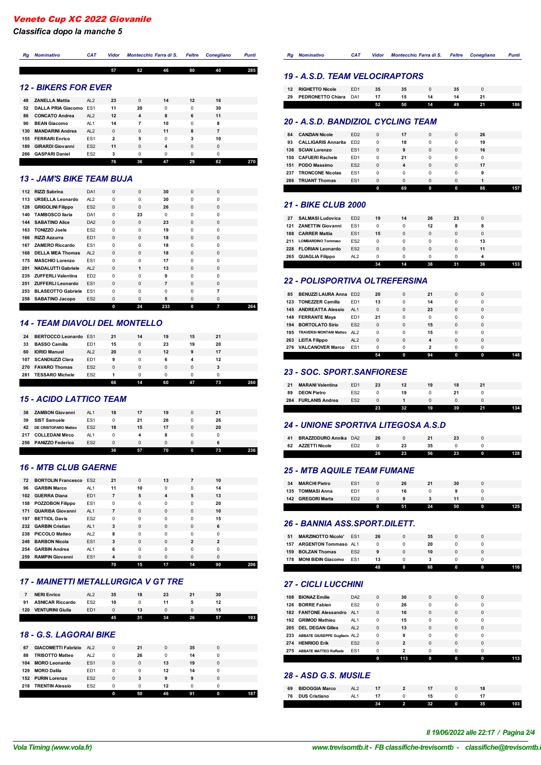# Veneto Cup XC 2022 Giovanile

*Classifica dopo la manche 5*

| Rg | Nominativo | CAT | Vidor | Montecchio | Farra di S. | Feltre | Conegliano | Punti |
|---|---|---|---|---|---|---|---|---|
| | | | 57 | 62 | 46 | 80 | 40 | 285 |

## 12 - BIKERS FOR EVER

| Rg | Nominativo | CAT | Vidor | Montecchio | Farra di S. | Feltre | Conegliano | Punti |
|---|---|---|---|---|---|---|---|---|
| 48 | ZANELLA Mattia | AL2 | 23 | 0 | 14 | 12 | 16 | |
| 52 | DALLA PRIA Giacomo | ES1 | 11 | 20 | 0 | 0 | 30 | |
| 86 | CONCATO Andrea | AL2 | 12 | 4 | 8 | 6 | 11 | |
| 90 | BEAN Giacomo | AL1 | 14 | 7 | 10 | 0 | 8 | |
| 130 | MANDARINI Andrea | AL2 | 0 | 0 | 11 | 8 | 7 | |
| 155 | FERRARI Enrico | ES1 | 2 | 5 | 0 | 3 | 10 | |
| 189 | GIRARDI Giovanni | ES2 | 11 | 0 | 4 | 0 | 0 | |
| 266 | GASPARI Daniel | ES2 | 3 | 0 | 0 | 0 | 0 | |
| | | | 76 | 36 | 47 | 29 | 82 | 270 |

## 13 - JAM'S BIKE TEAM BUJA

| Rg | Nominativo | CAT | Vidor | Montecchio | Farra di S. | Feltre | Conegliano | Punti |
|---|---|---|---|---|---|---|---|---|
| 112 | RIZZI Sabrina | DA1 | 0 | 0 | 30 | 0 | 0 | |
| 113 | URSELLA Leonardo | AL2 | 0 | 0 | 30 | 0 | 0 | |
| 128 | GRIGOLINI Filippo | ES2 | 0 | 0 | 26 | 0 | 0 | |
| 140 | TAMBOSCO Ilaria | DA1 | 0 | 23 | 0 | 0 | 0 | |
| 144 | SABATINO Alice | DA2 | 0 | 0 | 23 | 0 | 0 | |
| 163 | TONIZZO Joele | ES2 | 0 | 0 | 19 | 0 | 0 | |
| 166 | RIZZI Azzurra | ED1 | 0 | 0 | 18 | 0 | 0 | |
| 167 | ZAMERO Riccardo | ES1 | 0 | 0 | 18 | 0 | 0 | |
| 168 | DELLA MEA Thomas | AL2 | 0 | 0 | 18 | 0 | 0 | |
| 175 | MASCHIO Lorenzo | ES1 | 0 | 0 | 17 | 0 | 0 | |
| 201 | NADALUTTI Gabriele | AL2 | 0 | 1 | 13 | 0 | 0 | |
| 235 | ZUFFERLI Valentina | ED2 | 0 | 0 | 9 | 0 | 0 | |
| 251 | ZUFFERLI Leonardo | ES1 | 0 | 0 | 7 | 0 | 0 | |
| 253 | BLASEOTTO Gabriele | ES1 | 0 | 0 | 0 | 0 | 7 | |
| 258 | SABATINO Jacopo | ES2 | 0 | 0 | 5 | 0 | 0 | |
| | | | 0 | 24 | 233 | 0 | 7 | 264 |

## 14 - TEAM DIAVOLI DEL MONTELLO

| Rg | Nominativo | CAT | Vidor | Montecchio | Farra di S. | Feltre | Conegliano | Punti |
|---|---|---|---|---|---|---|---|---|
| 24 | BERTOCCO Leonardo | ES1 | 21 | 14 | 19 | 15 | 21 | |
| 33 | BASSO Camilla | ED1 | 15 | 0 | 23 | 19 | 20 | |
| 60 | IORIO Manuel | AL2 | 20 | 0 | 12 | 9 | 17 | |
| 107 | SCANDIUZZI Clara | ED1 | 9 | 0 | 6 | 4 | 12 | |
| 270 | FAVARO Thomas | ES2 | 0 | 0 | 0 | 0 | 3 | |
| 281 | TESSARO Michele | ES2 | 1 | 0 | 0 | 0 | 0 | |
| | | | 66 | 14 | 60 | 47 | 73 | 260 |

## 15 - ACIDO LATTICO TEAM

| Rg | Nominativo | CAT | Vidor | Montecchio | Farra di S. | Feltre | Conegliano | Punti |
|---|---|---|---|---|---|---|---|---|
| 38 | ZAMBON Giovanni | AL1 | 18 | 17 | 19 | 0 | 21 | |
| 39 | SIST Samuele | ES1 | 0 | 21 | 26 | 0 | 26 | |
| 42 | DE CRISTOFARO Matteo | ES2 | 18 | 15 | 17 | 0 | 20 | |
| 217 | COLLEDANI Mirco | AL1 | 0 | 4 | 8 | 0 | 0 | |
| 256 | PANIZZO Federico | ES2 | 0 | 0 | 0 | 0 | 6 | |
| | | | 36 | 57 | 70 | 0 | 73 | 236 |

## 16 - MTB CLUB GAERNE

| Rg | Nominativo | CAT | Vidor | Montecchio | Farra di S. | Feltre | Conegliano | Punti |
|---|---|---|---|---|---|---|---|---|
| 72 | BORTOLIN Francesco | ES2 | 21 | 0 | 13 | 7 | 10 | |
| 96 | GARBIN Marco | AL1 | 11 | 10 | 0 | 0 | 14 | |
| 102 | GUERRA Diana | ED1 | 7 | 5 | 4 | 5 | 13 | |
| 158 | POZZOBON Filippo | ES1 | 0 | 0 | 0 | 0 | 20 | |
| 171 | QUARISA Giovanni | AL1 | 7 | 0 | 0 | 0 | 10 | |
| 197 | BETTIOL Davis | ES2 | 0 | 0 | 0 | 0 | 15 | |
| 232 | GARBIN Cristian | AL1 | 3 | 0 | 0 | 0 | 6 | |
| 238 | PICCOLO Matteo | AL2 | 8 | 0 | 0 | 0 | 0 | |
| 248 | BARBON Nicola | ES1 | 3 | 0 | 0 | 2 | 2 | |
| 254 | GARBIN Andrea | AL1 | 6 | 0 | 0 | 0 | 0 | |
| 259 | RAMPIN Giovanni | ES1 | 4 | 0 | 0 | 0 | 0 | |
| | | | 70 | 15 | 17 | 14 | 90 | 206 |

## 17 - MAINETTI METALLURGICA V GT TRE

| Rg | Nominativo | CAT | Vidor | Montecchio | Farra di S. | Feltre | Conegliano | Punti |
|---|---|---|---|---|---|---|---|---|
| 7 | NERI Enrico | AL2 | 35 | 18 | 23 | 21 | 30 | |
| 91 | ASNICAR Riccardo | ES2 | 10 | 0 | 11 | 5 | 12 | |
| 120 | VENTURINI Giulia | ED1 | 0 | 13 | 0 | 0 | 15 | |
| | | | 45 | 31 | 34 | 26 | 57 | 193 |

## 18 - G.S. LAGORAI BIKE

| Rg | Nominativo | CAT | Vidor | Montecchio | Farra di S. | Feltre | Conegliano | Punti |
|---|---|---|---|---|---|---|---|---|
| 67 | GIACOMETTI Fabrizio | AL2 | 0 | 21 | 0 | 35 | 0 | |
| 88 | TRISOTTO Matteo | AL2 | 0 | 26 | 0 | 14 | 0 | |
| 104 | MORO Leonardo | ES1 | 0 | 0 | 13 | 19 | 0 | |
| 129 | MORO Dalila | ED1 | 0 | 0 | 12 | 14 | 0 | |
| 152 | PURIN Lorenzo | ES2 | 0 | 3 | 9 | 9 | 0 | |
| 218 | TRENTIN Alessio | ES2 | 0 | 0 | 12 | 0 | 0 | |
| | | | 0 | 50 | 46 | 91 | 0 | 187 |

## 19 - A.S.D. TEAM VELOCIRAPTORS

| Rg | Nominativo | CAT | Vidor | Montecchio | Farra di S. | Feltre | Conegliano | Punti |
|---|---|---|---|---|---|---|---|---|
| 12 | RIGHETTO Nicole | ED1 | 35 | 35 | 0 | 35 | 0 | |
| 29 | PEDRONETTO Chiara | DA1 | 17 | 15 | 14 | 14 | 21 | |
| | | | 52 | 50 | 14 | 49 | 21 | 186 |

## 20 - A.S.D. BANDIZIOL CYCLING TEAM

| Rg | Nominativo | CAT | Vidor | Montecchio | Farra di S. | Feltre | Conegliano | Punti |
|---|---|---|---|---|---|---|---|---|
| 84 | CANZIAN Nicole | ED2 | 0 | 17 | 0 | 0 | 26 | |
| 93 | CALLIGARIS Annarita | ED2 | 0 | 18 | 0 | 0 | 19 | |
| 136 | SCIAN Lorenzo | ES1 | 0 | 9 | 0 | 0 | 16 | |
| 150 | CAFUERI Rachele | ED1 | 0 | 21 | 0 | 0 | 0 | |
| 151 | PODO Massimo | ES2 | 0 | 4 | 0 | 0 | 17 | |
| 237 | TRONCONE Nicolas | ES1 | 0 | 0 | 0 | 0 | 9 | |
| 286 | TRUANT Thomas | ES1 | 0 | 0 | 0 | 0 | 1 | |
| | | | 0 | 69 | 0 | 0 | 88 | 157 |

## 21 - BIKE CLUB 2000

| Rg | Nominativo | CAT | Vidor | Montecchio | Farra di S. | Feltre | Conegliano | Punti |
|---|---|---|---|---|---|---|---|---|
| 27 | SALMASI Ludovica | ED2 | 19 | 14 | 26 | 23 | 0 | |
| 121 | ZANETTIN Giovanni | ES1 | 0 | 0 | 12 | 8 | 8 | |
| 188 | CARRER Mattia | ES1 | 15 | 0 | 0 | 0 | 0 | |
| 211 | LOMBARDINO Tommaso | ES2 | 0 | 0 | 0 | 0 | 13 | |
| 228 | FLORIAN Leonardo | ES2 | 0 | 0 | 0 | 0 | 11 | |
| 265 | QUAGLIA Filippo | AL2 | 0 | 0 | 0 | 0 | 4 | |
| | | | 34 | 14 | 38 | 31 | 36 | 153 |

## 22 - POLISPORTIVA OLTREFERSINA

| Rg | Nominativo | CAT | Vidor | Montecchio | Farra di S. | Feltre | Conegliano | Punti |
|---|---|---|---|---|---|---|---|---|
| 85 | BENUZZI LAURA Anna | ED2 | 20 | 0 | 21 | 0 | 0 | |
| 123 | TONEZZER Camilla | ED1 | 13 | 0 | 14 | 0 | 0 | |
| 145 | ANDREATTA Alessio | AL1 | 0 | 0 | 23 | 0 | 0 | |
| 148 | FERRANTE Maya | ED1 | 21 | 0 | 0 | 0 | 0 | |
| 194 | BORTOLATO Sirio | ES2 | 0 | 0 | 15 | 0 | 0 | |
| 195 | TRAVERSI MONTANI Matteo | AL2 | 0 | 0 | 15 | 0 | 0 | |
| 263 | LEITA Filippo | AL2 | 0 | 0 | 4 | 0 | 0 | |
| 276 | VALCANOVER Marco | ES1 | 0 | 0 | 2 | 0 | 0 | |
| | | | 54 | 0 | 94 | 0 | 0 | 148 |

## 23 - SOC. SPORT.SANFIORESE

| Rg | Nominativo | CAT | Vidor | Montecchio | Farra di S. | Feltre | Conegliano | Punti |
|---|---|---|---|---|---|---|---|---|
| 21 | MARANI Valentina | ED1 | 23 | 12 | 19 | 18 | 21 | |
| 89 | DEON Pietro | ES2 | 0 | 19 | 0 | 21 | 0 | |
| 284 | FURLANIS Andrea | ES2 | 0 | 1 | 0 | 0 | 0 | |
| | | | 23 | 32 | 19 | 39 | 21 | 134 |

## 24 - UNIONE SPORTIVA LITEGOSA A.S.D

| Rg | Nominativo | CAT | Vidor | Montecchio | Farra di S. | Feltre | Conegliano | Punti |
|---|---|---|---|---|---|---|---|---|
| 41 | BRAZZODURO Annika | DA2 | 26 | 0 | 21 | 23 | 0 | |
| 62 | AZZETTI Nicole | ED2 | 0 | 23 | 35 | 0 | 0 | |
| | | | 26 | 23 | 56 | 23 | 0 | 128 |

## 25 - MTB AQUILE TEAM FUMANE

| Rg | Nominativo | CAT | Vidor | Montecchio | Farra di S. | Feltre | Conegliano | Punti |
|---|---|---|---|---|---|---|---|---|
| 34 | MARCHI Pietro | ES1 | 0 | 26 | 21 | 30 | 0 | |
| 135 | TOMMASI Anna | ED1 | 0 | 16 | 0 | 9 | 0 | |
| 142 | GREGORI Marta | ED2 | 0 | 9 | 3 | 11 | 0 | |
| | | | 0 | 51 | 24 | 50 | 0 | 125 |

## 26 - BANNIA ASS.SPORT.DILETT.

| Rg | Nominativo | CAT | Vidor | Montecchio | Farra di S. | Feltre | Conegliano | Punti |
|---|---|---|---|---|---|---|---|---|
| 51 | MARZINOTTO Nicolo' | ES1 | 26 | 0 | 35 | 0 | 0 | |
| 157 | ARGENTON Tommaso | AL1 | 0 | 0 | 20 | 0 | 0 | |
| 159 | BOLZAN Thomas | ES2 | 9 | 0 | 10 | 0 | 0 | |
| 178 | MONI BIDIN Giacomo | ES1 | 13 | 0 | 3 | 0 | 0 | |
| | | | 48 | 0 | 68 | 0 | 0 | 116 |

## 27 - CICLI LUCCHINI

| Rg | Nominativo | CAT | Vidor | Montecchio | Farra di S. | Feltre | Conegliano | Punti |
|---|---|---|---|---|---|---|---|---|
| 108 | BIONAZ Emilie | DA2 | 0 | 30 | 0 | 0 | 0 | |
| 126 | BORRE Fabien | ES2 | 0 | 26 | 0 | 0 | 0 | |
| 182 | FANTONE Alessandro | AL1 | 0 | 16 | 0 | 0 | 0 | |
| 192 | GRIMOD Mathieu | AL1 | 0 | 15 | 0 | 0 | 0 | |
| 205 | DEL DEGAN Gilles | AL2 | 0 | 13 | 0 | 0 | 0 | |
| 233 | ABBATE GIUSEPPE Guglielm | AL2 | 0 | 9 | 0 | 0 | 0 | |
| 274 | HENRIOD Erik | ES2 | 0 | 2 | 0 | 0 | 0 | |
| 275 | ABBATE MATTEO Raffaele | ES1 | 0 | 2 | 0 | 0 | 0 | |
| | | | 0 | 113 | 0 | 0 | 0 | 113 |

## 28 - ASD G.S. MUSILE

| Rg | Nominativo | CAT | Vidor | Montecchio | Farra di S. | Feltre | Conegliano | Punti |
|---|---|---|---|---|---|---|---|---|
| 69 | BIDOGGIA Marco | AL2 | 17 | 2 | 17 | 0 | 18 | |
| 76 | DUS Cristiano | AL1 | 17 | 0 | 15 | 0 | 17 | |
| | | | 34 | 2 | 32 | 0 | 35 | 103 |

*Il 19/06/2022 alle 22:17 / Pagina 2/4*

*Vola Timing (www.vola.fr)* — *www.trevisomtb.it - FB classifiche-trevisomtb - classifiche@trevisomtb.i*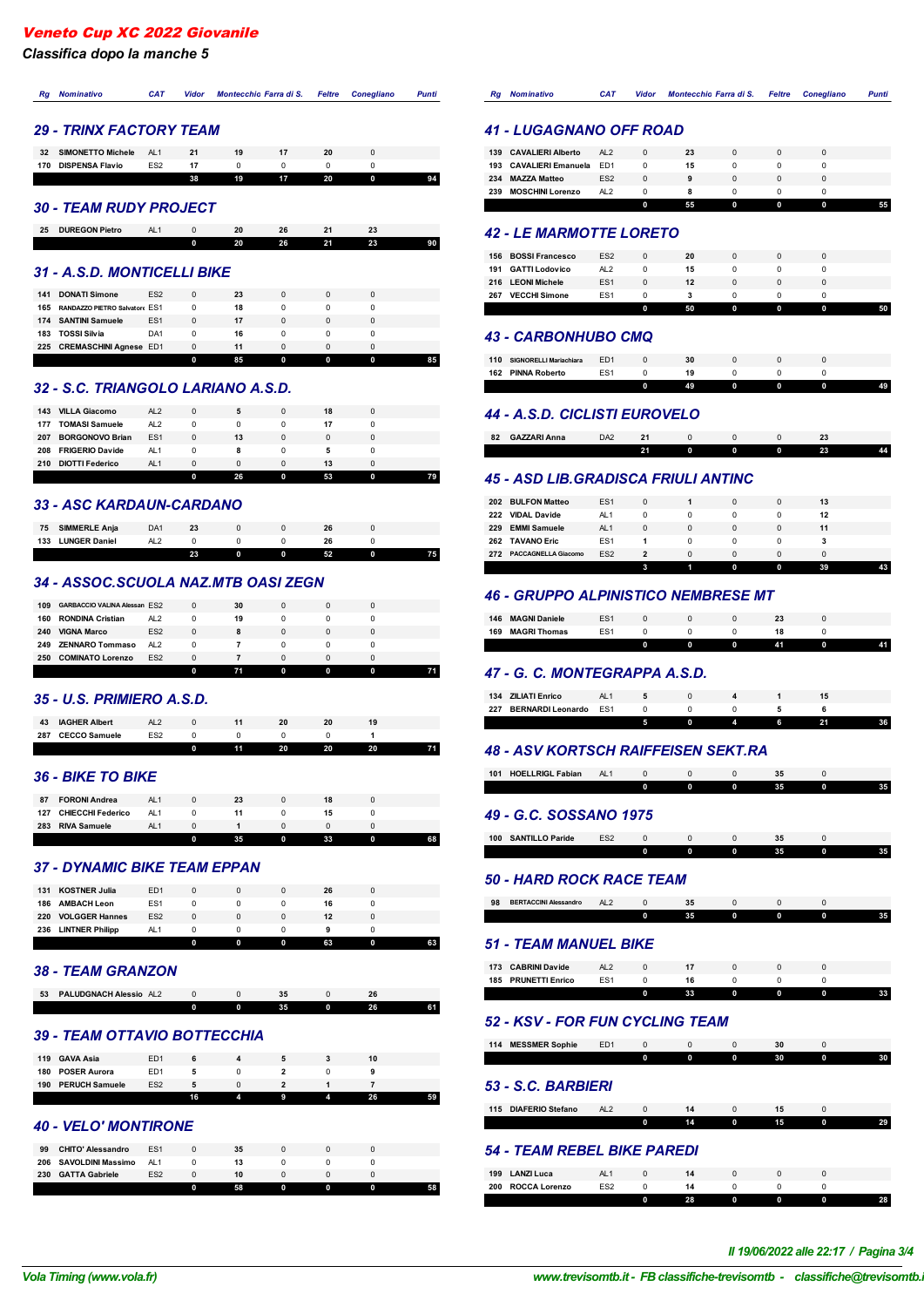# Veneto Cup XC 2022 Giovanile

*Classifica dopo la manche 5*

## 29 - TRINX FACTORY TEAM

| Rg | Nominativo | CAT | Vidor | Montecchio | Farra di S. | Feltre | Conegliano | Punti |
|---|---|---|---|---|---|---|---|---|
| 32 | SIMONETTO Michele | AL1 | 21 | 19 | 17 | 20 | 0 | |
| 170 | DISPENSA Flavio | ES2 | 17 | 0 | 0 | 0 | 0 | |
| | | | 38 | 19 | 17 | 20 | 0 | 94 |

## 30 - TEAM RUDY PROJECT

| Rg | Nominativo | CAT | Vidor | Montecchio | Farra di S. | Feltre | Conegliano | Punti |
|---|---|---|---|---|---|---|---|---|
| 25 | DUREGON Pietro | AL1 | 0 | 20 | 26 | 21 | 23 | |
| | | | 0 | 20 | 26 | 21 | 23 | 90 |

## 31 - A.S.D. MONTICELLI BIKE

| Rg | Nominativo | CAT | Vidor | Montecchio | Farra di S. | Feltre | Conegliano | Punti |
|---|---|---|---|---|---|---|---|---|
| 141 | DONATI Simone | ES2 | 0 | 23 | 0 | 0 | 0 | |
| 165 | RANDAZZO PIETRO Salvatore | ES1 | 0 | 18 | 0 | 0 | 0 | |
| 174 | SANTINI Samuele | ES1 | 0 | 17 | 0 | 0 | 0 | |
| 183 | TOSSI Silvia | DA1 | 0 | 16 | 0 | 0 | 0 | |
| 225 | CREMASCHINI Agnese | ED1 | 0 | 11 | 0 | 0 | 0 | |
| | | | 0 | 85 | 0 | 0 | 0 | 85 |

## 32 - S.C. TRIANGOLO LARIANO A.S.D.

| Rg | Nominativo | CAT | Vidor | Montecchio | Farra di S. | Feltre | Conegliano | Punti |
|---|---|---|---|---|---|---|---|---|
| 143 | VILLA Giacomo | AL2 | 0 | 5 | 0 | 18 | 0 | |
| 177 | TOMASI Samuele | AL2 | 0 | 0 | 0 | 17 | 0 | |
| 207 | BORGONOVO Brian | ES1 | 0 | 13 | 0 | 0 | 0 | |
| 208 | FRIGERIO Davide | AL1 | 0 | 8 | 0 | 5 | 0 | |
| 210 | DIOTTI Federico | AL1 | 0 | 0 | 0 | 13 | 0 | |
| | | | 0 | 26 | 0 | 53 | 0 | 79 |

## 33 - ASC KARDAUN-CARDANO

| Rg | Nominativo | CAT | Vidor | Montecchio | Farra di S. | Feltre | Conegliano | Punti |
|---|---|---|---|---|---|---|---|---|
| 75 | SIMMERLE Anja | DA1 | 23 | 0 | 0 | 26 | 0 | |
| 133 | LUNGER Daniel | AL2 | 0 | 0 | 0 | 26 | 0 | |
| | | | 23 | 0 | 0 | 52 | 0 | 75 |

## 34 - ASSOC.SCUOLA NAZ.MTB OASI ZEGN

| Rg | Nominativo | CAT | Vidor | Montecchio | Farra di S. | Feltre | Conegliano | Punti |
|---|---|---|---|---|---|---|---|---|
| 109 | GARBACCIO VALINA Alessan | ES2 | 0 | 30 | 0 | 0 | 0 | |
| 160 | RONDINA Cristian | AL2 | 0 | 19 | 0 | 0 | 0 | |
| 240 | VIGNA Marco | ES2 | 0 | 8 | 0 | 0 | 0 | |
| 249 | ZENNARO Tommaso | AL2 | 0 | 7 | 0 | 0 | 0 | |
| 250 | COMINATO Lorenzo | ES2 | 0 | 7 | 0 | 0 | 0 | |
| | | | 0 | 71 | 0 | 0 | 0 | 71 |

## 35 - U.S. PRIMIERO A.S.D.

| Rg | Nominativo | CAT | Vidor | Montecchio | Farra di S. | Feltre | Conegliano | Punti |
|---|---|---|---|---|---|---|---|---|
| 43 | IAGHER Albert | AL2 | 0 | 11 | 20 | 20 | 19 | |
| 287 | CECCO Samuele | ES2 | 0 | 0 | 0 | 0 | 1 | |
| | | | 0 | 11 | 20 | 20 | 20 | 71 |

## 36 - BIKE TO BIKE

| Rg | Nominativo | CAT | Vidor | Montecchio | Farra di S. | Feltre | Conegliano | Punti |
|---|---|---|---|---|---|---|---|---|
| 87 | FORONI Andrea | AL1 | 0 | 23 | 0 | 18 | 0 | |
| 127 | CHIECCHI Federico | AL1 | 0 | 11 | 0 | 15 | 0 | |
| 283 | RIVA Samuele | AL1 | 0 | 1 | 0 | 0 | 0 | |
| | | | 0 | 35 | 0 | 33 | 0 | 68 |

## 37 - DYNAMIC BIKE TEAM EPPAN

| Rg | Nominativo | CAT | Vidor | Montecchio | Farra di S. | Feltre | Conegliano | Punti |
|---|---|---|---|---|---|---|---|---|
| 131 | KOSTNER Julia | ED1 | 0 | 0 | 0 | 26 | 0 | |
| 186 | AMBACH Leon | ES1 | 0 | 0 | 0 | 16 | 0 | |
| 220 | VOLGGER Hannes | ES2 | 0 | 0 | 0 | 12 | 0 | |
| 236 | LINTNER Philipp | AL1 | 0 | 0 | 0 | 9 | 0 | |
| | | | 0 | 0 | 0 | 63 | 0 | 63 |

## 38 - TEAM GRANZON

| Rg | Nominativo | CAT | Vidor | Montecchio | Farra di S. | Feltre | Conegliano | Punti |
|---|---|---|---|---|---|---|---|---|
| 53 | PALUDGNACH Alessio | AL2 | 0 | 0 | 35 | 0 | 26 | |
| | | | 0 | 0 | 35 | 0 | 26 | 61 |

## 39 - TEAM OTTAVIO BOTTECCHIA

| Rg | Nominativo | CAT | Vidor | Montecchio | Farra di S. | Feltre | Conegliano | Punti |
|---|---|---|---|---|---|---|---|---|
| 119 | GAVA Asia | ED1 | 6 | 4 | 5 | 3 | 10 | |
| 180 | POSER Aurora | ED1 | 5 | 0 | 2 | 0 | 9 | |
| 190 | PERUCH Samuele | ES2 | 5 | 0 | 2 | 1 | 7 | |
| | | | 16 | 4 | 9 | 4 | 26 | 59 |

## 40 - VELO' MONTIRONE

| Rg | Nominativo | CAT | Vidor | Montecchio | Farra di S. | Feltre | Conegliano | Punti |
|---|---|---|---|---|---|---|---|---|
| 99 | CHITO' Alessandro | ES1 | 0 | 35 | 0 | 0 | 0 | |
| 206 | SAVOLDINI Massimo | AL1 | 0 | 13 | 0 | 0 | 0 | |
| 230 | GATTA Gabriele | ES2 | 0 | 10 | 0 | 0 | 0 | |
| | | | 0 | 58 | 0 | 0 | 0 | 58 |

## 41 - LUGAGNANO OFF ROAD

| Rg | Nominativo | CAT | Vidor | Montecchio | Farra di S. | Feltre | Conegliano | Punti |
|---|---|---|---|---|---|---|---|---|
| 139 | CAVALIERI Alberto | AL2 | 0 | 23 | 0 | 0 | 0 | |
| 193 | CAVALIERI Emanuela | ED1 | 0 | 15 | 0 | 0 | 0 | |
| 234 | MAZZA Matteo | ES2 | 0 | 9 | 0 | 0 | 0 | |
| 239 | MOSCHINI Lorenzo | AL2 | 0 | 8 | 0 | 0 | 0 | |
| | | | 0 | 55 | 0 | 0 | 0 | 55 |

## 42 - LE MARMOTTE LORETO

| Rg | Nominativo | CAT | Vidor | Montecchio | Farra di S. | Feltre | Conegliano | Punti |
|---|---|---|---|---|---|---|---|---|
| 156 | BOSSI Francesco | ES2 | 0 | 20 | 0 | 0 | 0 | |
| 191 | GATTI Lodovico | AL2 | 0 | 15 | 0 | 0 | 0 | |
| 216 | LEONI Michele | ES1 | 0 | 12 | 0 | 0 | 0 | |
| 267 | VECCHI Simone | ES1 | 0 | 3 | 0 | 0 | 0 | |
| | | | 0 | 50 | 0 | 0 | 0 | 50 |

## 43 - CARBONHUBO CMQ

| Rg | Nominativo | CAT | Vidor | Montecchio | Farra di S. | Feltre | Conegliano | Punti |
|---|---|---|---|---|---|---|---|---|
| 110 | SIGNORELLI Mariachiara | ED1 | 0 | 30 | 0 | 0 | 0 | |
| 162 | PINNA Roberto | ES1 | 0 | 19 | 0 | 0 | 0 | |
| | | | 0 | 49 | 0 | 0 | 0 | 49 |

## 44 - A.S.D. CICLISTI EUROVELO

| Rg | Nominativo | CAT | Vidor | Montecchio | Farra di S. | Feltre | Conegliano | Punti |
|---|---|---|---|---|---|---|---|---|
| 82 | GAZZARI Anna | DA2 | 21 | 0 | 0 | 0 | 23 | |
| | | | 21 | 0 | 0 | 0 | 23 | 44 |

## 45 - ASD LIB.GRADISCA FRIULI ANTINC

| Rg | Nominativo | CAT | Vidor | Montecchio | Farra di S. | Feltre | Conegliano | Punti |
|---|---|---|---|---|---|---|---|---|
| 202 | BULFON Matteo | ES1 | 0 | 1 | 0 | 0 | 13 | |
| 222 | VIDAL Davide | AL1 | 0 | 0 | 0 | 0 | 12 | |
| 229 | EMMI Samuele | AL1 | 0 | 0 | 0 | 0 | 11 | |
| 262 | TAVANO Eric | ES1 | 1 | 0 | 0 | 0 | 3 | |
| 272 | PACCAGNELLA Giacomo | ES2 | 2 | 0 | 0 | 0 | 0 | |
| | | | 3 | 1 | 0 | 0 | 39 | 43 |

## 46 - GRUPPO ALPINISTICO NEMBRESE MT

| Rg | Nominativo | CAT | Vidor | Montecchio | Farra di S. | Feltre | Conegliano | Punti |
|---|---|---|---|---|---|---|---|---|
| 146 | MAGNI Daniele | ES1 | 0 | 0 | 0 | 23 | 0 | |
| 169 | MAGRI Thomas | ES1 | 0 | 0 | 0 | 18 | 0 | |
| | | | 0 | 0 | 0 | 41 | 0 | 41 |

## 47 - G. C. MONTEGRAPPA A.S.D.

| Rg | Nominativo | CAT | Vidor | Montecchio | Farra di S. | Feltre | Conegliano | Punti |
|---|---|---|---|---|---|---|---|---|
| 134 | ZILIATI Enrico | AL1 | 5 | 0 | 4 | 1 | 15 | |
| 227 | BERNARDI Leonardo | ES1 | 0 | 0 | 0 | 5 | 6 | |
| | | | 5 | 0 | 4 | 6 | 21 | 36 |

## 48 - ASV KORTSCH RAIFFEISEN SEKT.RA

| Rg | Nominativo | CAT | Vidor | Montecchio | Farra di S. | Feltre | Conegliano | Punti |
|---|---|---|---|---|---|---|---|---|
| 101 | HOELLRIGL Fabian | AL1 | 0 | 0 | 0 | 35 | 0 | |
| | | | 0 | 0 | 0 | 35 | 0 | 35 |

## 49 - G.C. SOSSANO 1975

| Rg | Nominativo | CAT | Vidor | Montecchio | Farra di S. | Feltre | Conegliano | Punti |
|---|---|---|---|---|---|---|---|---|
| 100 | SANTILLO Paride | ES2 | 0 | 0 | 0 | 35 | 0 | |
| | | | 0 | 0 | 0 | 35 | 0 | 35 |

## 50 - HARD ROCK RACE TEAM

| Rg | Nominativo | CAT | Vidor | Montecchio | Farra di S. | Feltre | Conegliano | Punti |
|---|---|---|---|---|---|---|---|---|
| 98 | BERTACCINI Alessandro | AL2 | 0 | 35 | 0 | 0 | 0 | |
| | | | 0 | 35 | 0 | 0 | 0 | 35 |

## 51 - TEAM MANUEL BIKE

| Rg | Nominativo | CAT | Vidor | Montecchio | Farra di S. | Feltre | Conegliano | Punti |
|---|---|---|---|---|---|---|---|---|
| 173 | CABRINI Davide | AL2 | 0 | 17 | 0 | 0 | 0 | |
| 185 | PRUNETTI Enrico | ES1 | 0 | 16 | 0 | 0 | 0 | |
| | | | 0 | 33 | 0 | 0 | 0 | 33 |

## 52 - KSV - FOR FUN CYCLING TEAM

| Rg | Nominativo | CAT | Vidor | Montecchio | Farra di S. | Feltre | Conegliano | Punti |
|---|---|---|---|---|---|---|---|---|
| 114 | MESSMER Sophie | ED1 | 0 | 0 | 0 | 30 | 0 | |
| | | | 0 | 0 | 0 | 30 | 0 | 30 |

## 53 - S.C. BARBIERI

| Rg | Nominativo | CAT | Vidor | Montecchio | Farra di S. | Feltre | Conegliano | Punti |
|---|---|---|---|---|---|---|---|---|
| 115 | DIAFERIO Stefano | AL2 | 0 | 14 | 0 | 15 | 0 | |
| | | | 0 | 14 | 0 | 15 | 0 | 29 |

## 54 - TEAM REBEL BIKE PAREDI

| Rg | Nominativo | CAT | Vidor | Montecchio | Farra di S. | Feltre | Conegliano | Punti |
|---|---|---|---|---|---|---|---|---|
| 199 | LANZI Luca | AL1 | 0 | 14 | 0 | 0 | 0 | |
| 200 | ROCCA Lorenzo | ES2 | 0 | 14 | 0 | 0 | 0 | |
| | | | 0 | 28 | 0 | 0 | 0 | 28 |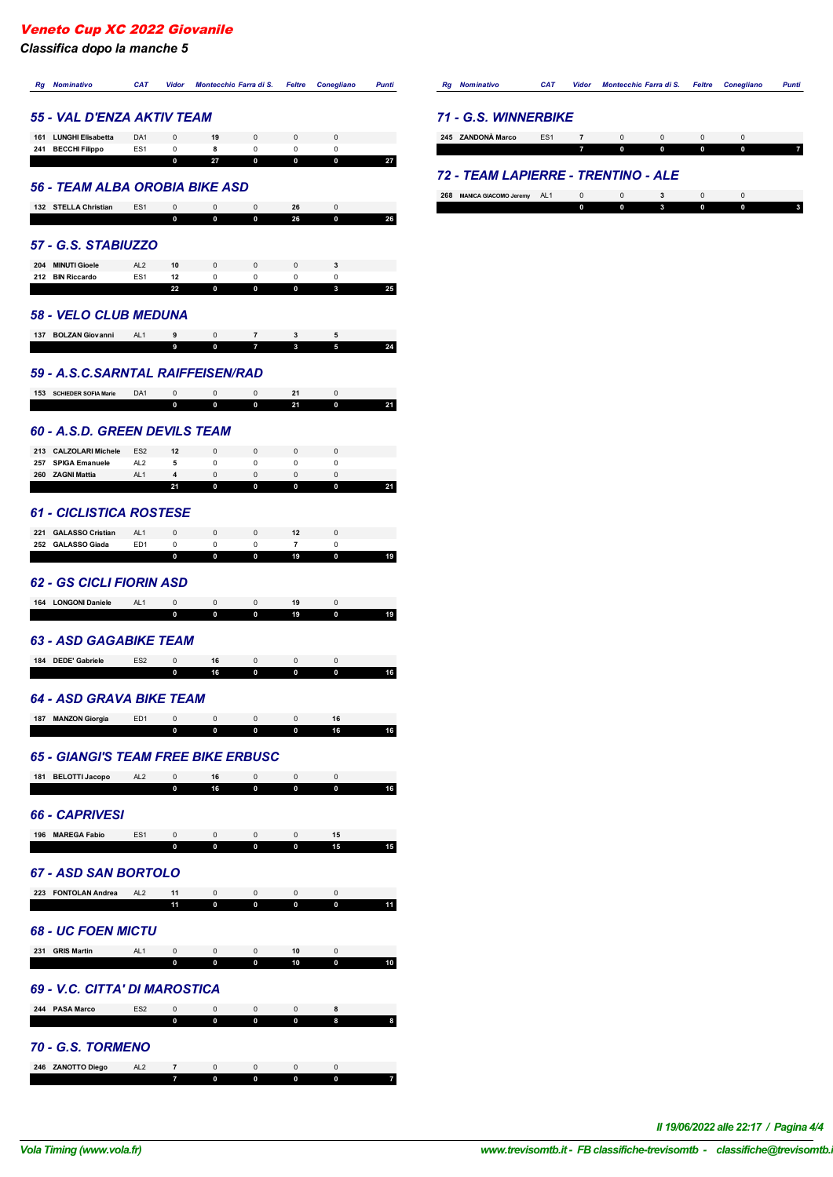# Veneto Cup XC 2022 Giovanile

## Classifica dopo la manche 5

### 55 - VAL D'ENZA AKTIV TEAM

| Rg | Nominativo | CAT | Vidor | Montecchio | Farra di S. | Feltre | Conegliano | Punti |
|---|---|---|---|---|---|---|---|---|
| 161 | LUNGHI Elisabetta | DA1 | 0 | 19 | 0 | 0 | 0 | |
| 241 | BECCHI Filippo | ES1 | 0 | 8 | 0 | 0 | 0 | |
| | | | 0 | 27 | 0 | 0 | 0 | 27 |

### 56 - TEAM ALBA OROBIA BIKE ASD

| Rg | Nominativo | CAT | Vidor | Montecchio | Farra di S. | Feltre | Conegliano | Punti |
|---|---|---|---|---|---|---|---|---|
| 132 | STELLA Christian | ES1 | 0 | 0 | 0 | 26 | 0 | |
| | | | 0 | 0 | 0 | 26 | 0 | 26 |

### 57 - G.S. STABIUZZO

| Rg | Nominativo | CAT | Vidor | Montecchio | Farra di S. | Feltre | Conegliano | Punti |
|---|---|---|---|---|---|---|---|---|
| 204 | MINUTI Gioele | AL2 | 10 | 0 | 0 | 0 | 3 | |
| 212 | BIN Riccardo | ES1 | 12 | 0 | 0 | 0 | 0 | |
| | | | 22 | 0 | 0 | 0 | 3 | 25 |

### 58 - VELO CLUB MEDUNA

| Rg | Nominativo | CAT | Vidor | Montecchio | Farra di S. | Feltre | Conegliano | Punti |
|---|---|---|---|---|---|---|---|---|
| 137 | BOLZAN Giovanni | AL1 | 9 | 0 | 7 | 3 | 5 | |
| | | | 9 | 0 | 7 | 3 | 5 | 24 |

### 59 - A.S.C.SARNTAL RAIFFEISEN/RAD

| Rg | Nominativo | CAT | Vidor | Montecchio | Farra di S. | Feltre | Conegliano | Punti |
|---|---|---|---|---|---|---|---|---|
| 153 | SCHIEDER SOFIA Marie | DA1 | 0 | 0 | 0 | 21 | 0 | |
| | | | 0 | 0 | 0 | 21 | 0 | 21 |

### 60 - A.S.D. GREEN DEVILS TEAM

| Rg | Nominativo | CAT | Vidor | Montecchio | Farra di S. | Feltre | Conegliano | Punti |
|---|---|---|---|---|---|---|---|---|
| 213 | CALZOLARI Michele | ES2 | 12 | 0 | 0 | 0 | 0 | |
| 257 | SPIGA Emanuele | AL2 | 5 | 0 | 0 | 0 | 0 | |
| 260 | ZAGNI Mattia | AL1 | 4 | 0 | 0 | 0 | 0 | |
| | | | 21 | 0 | 0 | 0 | 0 | 21 |

### 61 - CICLISTICA ROSTESE

| Rg | Nominativo | CAT | Vidor | Montecchio | Farra di S. | Feltre | Conegliano | Punti |
|---|---|---|---|---|---|---|---|---|
| 221 | GALASSO Cristian | AL1 | 0 | 0 | 0 | 12 | 0 | |
| 252 | GALASSO Giada | ED1 | 0 | 0 | 0 | 7 | 0 | |
| | | | 0 | 0 | 0 | 19 | 0 | 19 |

### 62 - GS CICLI FIORIN ASD

| Rg | Nominativo | CAT | Vidor | Montecchio | Farra di S. | Feltre | Conegliano | Punti |
|---|---|---|---|---|---|---|---|---|
| 164 | LONGONI Daniele | AL1 | 0 | 0 | 0 | 19 | 0 | |
| | | | 0 | 0 | 0 | 19 | 0 | 19 |

### 63 - ASD GAGABIKE TEAM

| Rg | Nominativo | CAT | Vidor | Montecchio | Farra di S. | Feltre | Conegliano | Punti |
|---|---|---|---|---|---|---|---|---|
| 184 | DEDE' Gabriele | ES2 | 0 | 16 | 0 | 0 | 0 | |
| | | | 0 | 16 | 0 | 0 | 0 | 16 |

### 64 - ASD GRAVA BIKE TEAM

| Rg | Nominativo | CAT | Vidor | Montecchio | Farra di S. | Feltre | Conegliano | Punti |
|---|---|---|---|---|---|---|---|---|
| 187 | MANZON Giorgia | ED1 | 0 | 0 | 0 | 0 | 16 | |
| | | | 0 | 0 | 0 | 0 | 16 | 16 |

### 65 - GIANGI'S TEAM FREE BIKE ERBUSC

| Rg | Nominativo | CAT | Vidor | Montecchio | Farra di S. | Feltre | Conegliano | Punti |
|---|---|---|---|---|---|---|---|---|
| 181 | BELOTTI Jacopo | AL2 | 0 | 16 | 0 | 0 | 0 | |
| | | | 0 | 16 | 0 | 0 | 0 | 16 |

### 66 - CAPRIVESI

| Rg | Nominativo | CAT | Vidor | Montecchio | Farra di S. | Feltre | Conegliano | Punti |
|---|---|---|---|---|---|---|---|---|
| 196 | MAREGA Fabio | ES1 | 0 | 0 | 0 | 0 | 15 | |
| | | | 0 | 0 | 0 | 0 | 15 | 15 |

### 67 - ASD SAN BORTOLO

| Rg | Nominativo | CAT | Vidor | Montecchio | Farra di S. | Feltre | Conegliano | Punti |
|---|---|---|---|---|---|---|---|---|
| 223 | FONTOLAN Andrea | AL2 | 11 | 0 | 0 | 0 | 0 | |
| | | | 11 | 0 | 0 | 0 | 0 | 11 |

### 68 - UC FOEN MICTU

| Rg | Nominativo | CAT | Vidor | Montecchio | Farra di S. | Feltre | Conegliano | Punti |
|---|---|---|---|---|---|---|---|---|
| 231 | GRIS Martin | AL1 | 0 | 0 | 0 | 10 | 0 | |
| | | | 0 | 0 | 0 | 10 | 0 | 10 |

### 69 - V.C. CITTA' DI MAROSTICA

| Rg | Nominativo | CAT | Vidor | Montecchio | Farra di S. | Feltre | Conegliano | Punti |
|---|---|---|---|---|---|---|---|---|
| 244 | PASA Marco | ES2 | 0 | 0 | 0 | 0 | 8 | |
| | | | 0 | 0 | 0 | 0 | 8 | 8 |

### 70 - G.S. TORMENO

| Rg | Nominativo | CAT | Vidor | Montecchio | Farra di S. | Feltre | Conegliano | Punti |
|---|---|---|---|---|---|---|---|---|
| 246 | ZANOTTO Diego | AL2 | 7 | 0 | 0 | 0 | 0 | |
| | | | 7 | 0 | 0 | 0 | 0 | 7 |

### 71 - G.S. WINNERBIKE

| Rg | Nominativo | CAT | Vidor | Montecchio | Farra di S. | Feltre | Conegliano | Punti |
|---|---|---|---|---|---|---|---|---|
| 245 | ZANDONÀ Marco | ES1 | 7 | 0 | 0 | 0 | 0 | |
| | | | 7 | 0 | 0 | 0 | 0 | 7 |

### 72 - TEAM LAPIERRE - TRENTINO - ALE

| Rg | Nominativo | CAT | Vidor | Montecchio | Farra di S. | Feltre | Conegliano | Punti |
|---|---|---|---|---|---|---|---|---|
| 268 | MANICA GIACOMO Jeremy | AL1 | 0 | 0 | 3 | 0 | 0 | |
| | | | 0 | 0 | 3 | 0 | 0 | 3 |

Il 19/06/2022 alle 22:17 / Pagina 4/4

Vola Timing (www.vola.fr)

www.trevisomtb.it - FB classifiche-trevisomtb - classifiche@trevisomtb.i